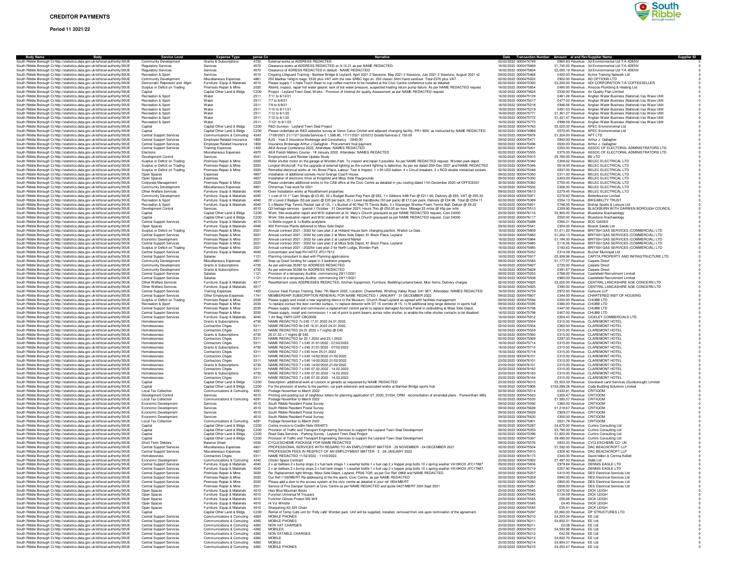# CREDITOR PAYMENTS

**Period 11 2021/22**

| Body Name | Body | Service Level | Expense Type | pense Co | Narrative | Date | Transaction Number | Amount | al and Rev | Supplier Name | Supplier ID |
|---|---|---|---|---|---|---|---|---|---|---|---|
| South Ribble Borough C | http://statistics.data.gov.uk/id/local-authority/30UE | Community Development | Grants & Subscriptions | 4730 | External works at ADDRESS REDACTED | 02/02/2022 | 0000474749 | £665.83 | Revenue | 3d Environmental Ltd T/A 4DENV | 0 |
| South Ribble Borough C | http://statistics.data.gov.uk/id/local-authority/30UE | Regulatory Services | Services | 4570 | Clearance works at ADDRESS REDACTED on 9.12.21 as per NAME REDACTED. | 16/02/2022 | 0000475669 | £1,745.00 | Revenue | 3d Environmental Ltd T/A 4DENV | 0 |
| South Ribble Borough C | http://statistics.data.gov.uk/id/local-authority/30UE | Regulatory Services | Services | 4570 | Clearance of ADDRESS REDACTED in default - NAME REDACTED. | 16/02/2022 | 0000475824 | £2,050.19 | Revenue | 3d Environmental Ltd T/A 4DENV | 0 |
| South Ribble Borough C | http://statistics.data.gov.uk/id/local-authority/30UE | Recreation & Sport | Services | 4510 | Ongoing Lifeguard Training - Bamber Bridge & Leyland, April 2021 2 Sessions, May 2021 3 Sessions, July 2021 2 Sessions, August 2021 x2 | 09/02/2022 | 0000475468 | £450.00 | Revenue | Active Training Network Ltd | 0 |
| South Ribble Borough C | http://statistics.data.gov.uk/id/local-authority/30UE | Community Development | Miscellaneous Expenses | 4861 | 250 Madras 140g/m bags. £532 plus VAT with the new SRBC logo on. 250 classic 30ml hand sanitiser. Total £370 plus VAT | 02/02/2022 | 0000475022 | £902.00 | Revenue | AD OPTIONS LTD | 0 |
| South Ribble Borough C | http://statistics.data.gov.uk/id/local-authority/30UE | Democratic Represent and Mgnt | Furniture- Equip & Materials | 4010 | Please supply 1 x Italia Touch Bean to cup coffee machine to be installed at the Civic Centre conference suite as detailed | 02/02/2022 | 0000475393 | £3,200.00 | Revenue | ADI CORPORATION T/A COFFEESELLER | 0 |
| South Ribble Borough C | http://statistics.data.gov.uk/id/local-authority/30UE | Surplus or Deficit on Trading | Premises Repair & Mtne | 2020 | Attend, inspect, repair hot water geezer, lack of hot water pressure, suspected heating return pump failure. As per NAME REDACTED request | 16/02/2022 | 0000475854 | £480.00 | Revenue | Ainscoe Plumbing & Heating Ltd | 0 |
| South Ribble Borough C | http://statistics.data.gov.uk/id/local-authority/30UE | Capital | Capital Other Land & Bldgs | C230 | Project - Leyland Town Deal, Works - Provision of Internal Air quality Assessment as per NAME REDACTED request | 16/02/2022 | 0000475624 | £530.00 | Revenue | Air Quality Plan Limited | 0 |
| South Ribble Borough C | http://statistics.data.gov.uk/id/local-authority/30UE | Recreation & Sport | Water | 2511 | 7/11 to 6/12/21 | 16/02/2022 | 0000475129 | £461.26 | Revenue | Anglian Water Business (National) t/as Wave Utilit | 0 |
| South Ribble Borough C | http://statistics.data.gov.uk/id/local-authority/30UE | Recreation & Sport | Water | 2511 | 7/7 to 6/8/21 | 16/02/2022 | 0000475217 | £477.03 | Revenue | Anglian Water Business (National) t/as Wave Utilit | 0 |
| South Ribble Borough C | http://statistics.data.gov.uk/id/local-authority/30UE | Recreation & Sport | Water | 2511 | 7/8 to 6/9/21 | 16/02/2022 | 0000475218 | £946.56 | Revenue | Anglian Water Business (National) t/as Wave Utilit | 0 |
| South Ribble Borough C | http://statistics.data.gov.uk/id/local-authority/30UE | Recreation & Sport | Water | 2511 | 7/10 to 6/11/21 | 16/02/2022 | 0000475219 | £491.53 | Revenue | Anglian Water Business (National) t/as Wave Utilit | 0 |
| South Ribble Borough C | http://statistics.data.gov.uk/id/local-authority/30UE | Recreation & Sport | Water | 2511 | 7/12 to 6/1/22 | 16/02/2022 | 0000475771 | £1,361.27 | Revenue | Anglian Water Business (National) t/as Wave Utilit | 0 |
| South Ribble Borough C | http://statistics.data.gov.uk/id/local-authority/30UE | Recreation & Sport | Water | 2511 | 7/12 to 6/1/22 | 16/02/2022 | 0000475772 | £1,431.47 | Revenue | Anglian Water Business (National) t/as Wave Utilit | 0 |
| South Ribble Borough C | http://statistics.data.gov.uk/id/local-authority/30UE | Recreation & Sport | Water | 2511 | 7/121 to 6/1/22 | 16/02/2022 | 0000475773 | £998.59 | Revenue | Anglian Water Business (National) t/as Wave Utilit | 0 |
| South Ribble Borough C | http://statistics.data.gov.uk/id/local-authority/30UE | Capital | Capital Other Land & Bldgs | C230 | R&D Surveys - Leyland Town Deal Project | 09/02/2022 | 0000474763 | £5,025.00 | Revenue | APEC Environmental Ltd | 0 |
| South Ribble Borough C | http://statistics.data.gov.uk/id/local-authority/30UE | Capital | Capital Other Land & Bldgs | C230 | Please undertake an R&D asbestos survey at Veron Carus Cricket and adjacent changing facility, PR1 9SN, as instructed by NAME REDACTED | 02/02/2022 | 0000474969 | £570.00 | Revenue | APEC Environmental Ltd | 0 |
| South Ribble Borough C | http://statistics.data.gov.uk/id/local-authority/30UE | Central Support Services | Communications & Comuting | 4243 | 17/08/2021 21/1127 Goods/Services £ 1,588.80, 17/11/2021 22/0212 Goods/Services £ 150.00 | 16/02/2022 | 0000475876 | £1,324.00 | Revenue | APT LTD | 0 |
| South Ribble Borough C | http://statistics.data.gov.uk/id/local-authority/30UE | Central Support Services | Employee Related Insurance | 1800 | AJG - Year 2 Insurance Brokerage and Consultancy - £840.00 | 09/02/2022 | 0000475471 | £840.00 | Revenue | Arthur J. Gallagher | 0 |
| South Ribble Borough C | http://statistics.data.gov.uk/id/local-authority/30UE | Central Support Services | Employee Related Insurance | 1800 | Insurance Brokerage Arthur J Gallagher - Procurement final payment | 09/02/2022 | 0000475496 | £630.00 | Revenue | Arthur J. Gallagher | 0 |
| South Ribble Borough C | http://statistics.data.gov.uk/id/local-authority/30UE | Central Support Services | Training Expenses | 1402 | AEA Annual Conference 2022, Attendees: NAMES REDACTED | 02/02/2022 | 0000475201 | £250.00 | Revenue | ASSOC OF ELECTORAL ADMINISTRATORS LTD | 0 |
| South Ribble Borough C | http://statistics.data.gov.uk/id/local-authority/30UE | Elections | Miscellaneous Expenses | 4970 | AEA Parish Matters Course - 18 January 2022. Attendees: NAMES REDACTED | 02/02/2022 | 0000475505 | £375.00 | Revenue | ASSOC OF ELECTORAL ADMINISTRATORS LTD | 0 |
| South Ribble Borough C | http://statistics.data.gov.uk/id/local-authority/30UE | Development Control | Services | 4541 | Employment Land Review Update Study | 16/02/2022 | 0000475915 | £5,760.00 | Revenue | BE LTD | 0 |
| South Ribble Borough C | http://statistics.data.gov.uk/id/local-authority/30UE | Surplus or Deficit on Trading | Premises Repair & Mtne | 2020 | Roller shutter motor on the garage at Worden Park. To inspect and repair if possible. As per NAME REDACTED request. Worden park depot. | 02/02/2022 | 0000475340 | £308.62 | Revenue | BELEC ELECTRICAL LTD | 0 |
| South Ribble Borough C | http://statistics.data.gov.uk/id/local-authority/30UE | Surplus or Deficit on Trading | Premises Repair & Mtne | 2020 | Longton Brickcroft. For the upgrade of external lighting as the current lighting is defective. As per est dated 20th Dec 2021 and NAME REDACTED | 02/02/2022 | 0000475346 | £618.00 | Revenue | BELEC ELECTRICAL LTD | 0 |
| South Ribble Borough C | http://statistics.data.gov.uk/id/local-authority/30UE | Surplus or Deficit on Trading | Premises Repair & Mtne | 2020 | Remedial electrical works at 14c Boxer Place, Labour: Test & Inspect. 1 x 5ft LED batten, 4 x Circuit breakers, 2 x RCD double metalclad sockets | 02/02/2022 | 0000475348 | £837.00 | Revenue | BELEC ELECTRICAL LTD | 0 |
| South Ribble Borough C | http://statistics.data.gov.uk/id/local-authority/30UE | Open Spaces | Expenses | 4657 | Installation of additional sockets Hurst Grange Coach House. | 09/02/2022 | 0000475350 | £311.00 | Revenue | BELEC ELECTRICAL LTD | 0 |
| South Ribble Borough C | http://statistics.data.gov.uk/id/local-authority/30UE | Open Spaces | Expenses | 4657 | Installation of electronic timer at Kingsfold and Moss Side Playgrounds | 09/02/2022 | 0000475350 | £403.00 | Revenue | BELEC ELECTRICAL LTD | 0 |
| South Ribble Borough C | http://statistics.data.gov.uk/id/local-authority/30UE | Corporate Management | Premises Repair & Mtne | 2023 | Please undertake additional works to the CAB office at the Civic Centre as detailed in you costing dated 11th December 2020 ref OFFICE001 | 02/02/2022 | 0000475362 | £700.45 | Revenue | BELEC ELECTRICAL LTD | 0 |
| South Ribble Borough C | http://statistics.data.gov.uk/id/local-authority/30UE | Community Development | Miscellaneous Expenses | 4851 | Christmas Tree work for 2021 | 16/02/2022 | 0000475502 | £306.00 | Revenue | BELEC ELECTRICAL LTD | 0 |
| South Ribble Borough C | http://statistics.data.gov.uk/id/local-authority/30UE | Other Welfare Services | Furniture- Equip & Materials | 4040 | Oven Installation works at Resettlement properties | 09/02/2022 | 0000475613 | £279.45 | Revenue | BELEC ELECTRICAL LTD | 0 |
| South Ribble Borough C | http://statistics.data.gov.uk/id/local-authority/30UE | Community Development | Furniture- Equip & Materials | 4040 | 1 x set of 10 1" Cam Straps @ £3.60, 32 x Budget Buster Peg Pack @ £65, 1 x Gibbons Infill Fan @ £211.60, Delivery @ £65, VAT @ £55.32 | 23/02/2022 | 0000475971 | £276.60 | Revenue | Betterbounce Limited | 0 |
| South Ribble Borough C | http://statistics.data.gov.uk/id/local-authority/30UE | Recreation & Sport | Furniture- Equip & Materials | 4040 | 20 x Level 2 Badges (50 per pack) @ £20 per pack, 20 x Level Handbooks (50 per pack) @ £12 per pack, Delivery @ £24.96, Total @ £554.11 | 02/02/2022 | 0000475389 | £554.13 | Revenue | BIKEABILITY TRUST | 0 |
| South Ribble Borough C | http://statistics.data.gov.uk/id/local-authority/30UE | Recreation & Sport | Furniture- Equip & Materials | 4040 | 5 x Master Play Tennis Racket (set of 12), 1 x Bucket of 40 Red 75 Tennis Balls, 3 x Slazenger Shortex Foam Tennis Ball, Deliver @ £8.22 | 16/02/2022 | 0000475821 | £746.35 | Revenue | Bishop Sports & Leisure Ltd | 0 |
| South Ribble Borough C | http://statistics.data.gov.uk/id/local-authority/30UE | Development Control | Services | 4510 | Q3 heritage services - (period 1 October - 31 December 2021) Hours 7hrs @ £50.00 an hour. Mileage 22 miles @ 45p per mile | 02/02/2022 | 0000475513 | £359.90 | Revenue | BLACKBURN WITH DARWEN BOROUGH COUNCIL | 0 |
| South Ribble Borough C | http://statistics.data.gov.uk/id/local-authority/30UE | Capital | Capital Other Land & Bldgs | C230 | Work: Site evaluation report and WSI statement at St. Mary's Church graveyard as per NAME REDACTED request, Cost £4000 | 23/02/2022 | 0000476116 | £2,900.00 | Revenue | Bluestone Arachaeology | 0 |
| South Ribble Borough C | http://statistics.data.gov.uk/id/local-authority/30UE | Capital | Capital Other Land & Bldgs | C230 | Work: Site evaluation report and WSI statement at St. Mary's Church graveyard as per NAME REDACTED request, Cost £4000 | 23/02/2022 | 0000476117 | £550.00 | Revenue | Bluestone Arachaeology | 0 |
| South Ribble Borough C | http://statistics.data.gov.uk/id/local-authority/30UE | Central Support Services | Furniture- Equip & Materials | 4010 | 1x Bottle oxygen & 1x Bottle acetylene | 16/02/2022 | 0000475488 | £266.21 | Revenue | BOC GASES | 0 |
| South Ribble Borough C | http://statistics.data.gov.uk/id/local-authority/30UE | Open Spaces | Furniture- Equip & Materials | 4046 | 450 Primrose Plants delivered to Moss Side Depot | 09/02/2022 | 0000475541 | £354.00 | Revenue | Boston Seeds Ltd | 0 |
| South Ribble Borough C | http://statistics.data.gov.uk/id/local-authority/30UE | Surplus or Deficit on Trading | Premises Repair & Mtne | 2021 | Annual contract 2021 / 2022 for care plan 2 at Holland House farm changing pavilion, Walton Le Dale | 16/02/2022 | 0000475859 | £1,011.20 | Revenue | BRITISH GAS SERVICES (COMMERCIAL) LTD | 0 |
| South Ribble Borough C | http://statistics.data.gov.uk/id/local-authority/30UE | Central Support Services | Premises Repair & Mtne | 2021 | Annual contract 2021 / 2022 for care plan 2 at Moss Side Depot, 81 Bison Place, Leyland | 16/02/2022 | 0000475883 | £1,204.13 | Revenue | BRITISH GAS SERVICES (COMMERCIAL) LTD | 0 |
| South Ribble Borough C | http://statistics.data.gov.uk/id/local-authority/30UE | Economic Development | Premises Repair & Mtne | 2021 | Annual contract 2021 / 2022 for care plan 2 at Leyland Market | 16/02/2022 | 0000475884 | £1,184.30 | Revenue | BRITISH GAS SERVICES (COMMERCIAL) LTD | 0 |
| South Ribble Borough C | http://statistics.data.gov.uk/id/local-authority/30UE | Central Support Services | Premises Repair & Mtne | 2021 | Annual contract 2021 / 2022 for care plan 2 at Moss Side Depot, 81 Bison Place, Leyland | 16/02/2022 | 0000475885 | £116.56 | Revenue | BRITISH GAS SERVICES (COMMERCIAL) LTD | 0 |
| South Ribble Borough C | http://statistics.data.gov.uk/id/local-authority/30UE | Surplus or Deficit on Trading | Premises Repair & Mtne | 2021 | Annual contract 2021 / 2022for care plan 2 for North Lodge, Worden Park | 16/02/2022 | 0000475885 | £183.62 | Revenue | BRITISH GAS SERVICES (COMMERCIAL) LTD | 0 |
| South Ribble Borough C | http://statistics.data.gov.uk/id/local-authority/30UE | Central Support Services | Furniture- Equip & Materials | 4040 | Concentrator and lead RV14DTZ JFC17613 | 02/02/2022 | 0000475252 | £314.08 | Revenue | Bucher Municipal Ltd | 0 |
| South Ribble Borough C | http://statistics.data.gov.uk/id/local-authority/30UE | Central Support Services | Salaries | 1121 | Planning consultant to deal with Planning applications | 16/02/2022 | 0000475917 | £5,938.96 | Revenue | CAPITA PROPERTY AND INFRASTRUCTURE LTD | 0 |
| South Ribble Borough C | http://statistics.data.gov.uk/id/local-authority/30UE | Community Development | Miscellaneous Expenses | 4851 | Step up Grant funding for carpet in 3 bedroom property | 09/02/2022 | 0000475583 | £1,177.07 | Revenue | Carpets Direct | 0 |
| South Ribble Borough C | http://statistics.data.gov.uk/id/local-authority/30UE | Community Development | Grants & Subscriptions | 4730 | As per estimate 35397 for ADDRESS REDACTED | 16/02/2022 | 0000475827 | £730.00 | Revenue | Carpets Direct | 0 |
| South Ribble Borough C | http://statistics.data.gov.uk/id/local-authority/30UE | Community Development | Grants & Subscriptions | 4730 | As per estimate 35396 for ADDRESS REDACTED | 16/02/2022 | 0000475828 | £491.67 | Revenue | Carpets Direct | 0 |
| South Ribble Borough C | http://statistics.data.gov.uk/id/local-authority/30UE | Central Support Services | Salaries | 1121 | Provision of a temporary Auditor, commencing 29/11/2021 | 09/02/2022 | 0000475253 | £768.00 | Revenue | Castlefield Recruitment Limited | 0 |
| South Ribble Borough C | http://statistics.data.gov.uk/id/local-authority/30UE | Central Support Services | Salaries | 1121 | Provision of a temporary Auditor, commencing 29/11/2021 | 09/02/2022 | 0000475508 | £960.00 | Revenue | Castlefield Recruitment Limited | 0 |
| South Ribble Borough C | http://statistics.data.gov.uk/id/local-authority/30UE | Other Welfare Services | Furniture- Equip & Materials | 4017 | Resettlement costs ADDRESSES REDACTED, Kitchen Equipment, Furniture, Bedding/curtains/towel, Misc Items, Delivery charges | 02/02/2022 | 0000474925 | £3,025.00 | Revenue | CENTRAL LANCASHIRE AGE CONCERN LTD | 0 |
| South Ribble Borough C | http://statistics.data.gov.uk/id/local-authority/30UE | Other Welfare Services | Furniture- Equip & Materials | 4017 | | 02/02/2022 | 0000474925 | £390.00 | Revenue | CENTRAL LANCASHIRE AGE CONCERN LTD | 0 |
| South Ribble Borough C | http://statistics.data.gov.uk/id/local-authority/30UE | Central Support Services | Training Expenses | 1402 | Course: Heat Pumps Training, Date: 7th March 2022, Location: Chesterfield, Whittling Valley Road, S41 9EY, Attendees: NAMES REDACTED | 16/02/2022 | 0000474759 | £972.00 | Revenue | Certsure LLP | 0 |
| South Ribble Borough C | http://statistics.data.gov.uk/id/local-authority/30UE | Central Support Services | Other Employee Expenses | 1741 | MEMBERSHIP SUBSCRIPTION RENEWAL FOR NAME REDACTED 1 JANUARY - 31 DECEMBER 2022 | 09/02/2022 | 0000475607 | £344.00 | Revenue | CHARTERED INST OF HOUSING | 0 |
| South Ribble Borough C | http://statistics.data.gov.uk/id/local-authority/30UE | Surplus or Deficit on Trading | Premises Repair & Mtne | 2035 | Please supply and install a new signalling device to the Museum, Church Road Leyland as agreed with facilities management | 09/02/2022 | 0000475594 | £250.00 | Revenue | CHUBB LTD | 0 |
| South Ribble Borough C | http://statistics.data.gov.uk/id/local-authority/30UE | Recreation & Sport | Premises Repair & Mtne | 2035 | 1x replace contact fire door corridor surface, 1x replace detector with DT 15 corridor dt 15, 1x fit additional long range detector in sports hall | 09/02/2022 | 0000475595 | £480.00 | Revenue | CHUBB LTD | 0 |
| South Ribble Borough C | http://statistics.data.gov.uk/id/local-authority/30UE | Central Support Services | Premises Repair & Mtne | 2035 | Please supply, install and commission a replacement control panel to replace damaged Acceonta Panel in outbuilding at Moss Side Depot. | 16/02/2022 | 0000475798 | £447.00 | Revenue | CHUBB LTD | 0 |
| South Ribble Borough C | http://statistics.data.gov.uk/id/local-authority/30UE | Central Support Services | Premises Repair & Mtne | 2035 | Please supply, install and commission 1 x set of point to point beams across roller shutter, to enable the roller shutter contacts to be disabled | 16/02/2022 | 0000475798 | £457.00 | Revenue | CHUBB LTD | 0 |
| South Ribble Borough C | http://statistics.data.gov.uk/id/local-authority/30UE | Central Support Services | Furniture- Equip & Materials | 4040 | 1 Air Bag YM70 GXP CBC0006 | 16/02/2022 | 0000475912 | £304.43 | Revenue | CICELEY COMMERCIALS LTD | 0 |
| South Ribble Borough C | http://statistics.data.gov.uk/id/local-authority/30UE | Homelessness | Grants & Subscriptions | 4730 | NAME REDACTED 7x £45 17.01.2022-24.01.2022. | 02/02/2022 | 0000475554 | £315.00 | Revenue | CLAREMONT HOTEL | 0 |
| South Ribble Borough C | http://statistics.data.gov.uk/id/local-authority/30UE | Homelessness | Contractors Chges | 5311 | NAME REDACTED 8x £45 16.01.2022-24.01.2022. | 02/02/2022 | 0000475554 | £360.00 | Revenue | CLAREMONT HOTEL | 0 |
| South Ribble Borough C | http://statistics.data.gov.uk/id/local-authority/30UE | Homelessness | Contractors Chges | 5311 | NAME REDACTED 24.01.2022 x 7 nights @ £45 | 02/02/2022 | 0000475559 | £315.00 | Revenue | CLAREMONT HOTEL | 0 |
| South Ribble Borough C | http://statistics.data.gov.uk/id/local-authority/30UE | Homelessness | Grants & Subscriptions | 4730 | 25.01.22 x 7 nights @ £45. | 02/02/2022 | 0000475560 | £315.00 | Revenue | CLAREMONT HOTEL | 0 |
| South Ribble Borough C | http://statistics.data.gov.uk/id/local-authority/30UE | Homelessness | Contractors Chges | 5311 | NAME REDACTED for 20.1.2022 and 23.1.2022. | 02/02/2022 | 0000475569 | £297.00 | Revenue | CLAREMONT HOTEL | 0 |
| South Ribble Borough C | http://statistics.data.gov.uk/id/local-authority/30UE | Homelessness | Contractors Chges | 5311 | NAME REDACTED 7 x £45 31/01/2022 - 07/02/2022 | 16/02/2022 | 0000475714 | £315.00 | Revenue | CLAREMONT HOTEL | 0 |
| South Ribble Borough C | http://statistics.data.gov.uk/id/local-authority/30UE | Homelessness | Grants & Subscriptions | 4730 | NAME REDACTED 7 x £45 31/01/2022 - 07/02/2022 | 16/02/2022 | 0000475715 | £315.00 | Revenue | CLAREMONT HOTEL | 0 |
| South Ribble Borough C | http://statistics.data.gov.uk/id/local-authority/30UE | Homelessness | Contractors Chges | 5311 | NAME REDACTED 7 x £45 from 25.01.2022 | 16/02/2022 | 0000475718 | £315.00 | Revenue | CLAREMONT HOTEL | 0 |
| South Ribble Borough C | http://statistics.data.gov.uk/id/local-authority/30UE | Homelessness | Contractors Chges | 5311 | NAME REDACTED 7 x £45 14/02/2022-21/02/2022 | 23/02/2022 | 0000476101 | £315.00 | Revenue | CLAREMONT HOTEL | 0 |
| South Ribble Borough C | http://statistics.data.gov.uk/id/local-authority/30UE | Homelessness | Contractors Chges | 5311 | NAME REDACTED 7 x £45 14/02/2022-21/02/2022 | 23/02/2022 | 0000476101 | £315.00 | Revenue | CLAREMONT HOTEL | 0 |
| South Ribble Borough C | http://statistics.data.gov.uk/id/local-authority/30UE | Homelessness | Grants & Subscriptions | 4730 | NAME REDACTED 7 x £45 14/02/2022-21/02/2022 | 23/02/2022 | 0000476101 | £315.00 | Revenue | CLAREMONT HOTEL | 0 |
| South Ribble Borough C | http://statistics.data.gov.uk/id/local-authority/30UE | Homelessness | Contractors Chges | 5311 | NAME REDACTED 7 x £45 07.02.2022 - 14.02.2022 | 23/02/2022 | 0000476162 | £315.00 | Revenue | CLAREMONT HOTEL | 0 |
| South Ribble Borough C | http://statistics.data.gov.uk/id/local-authority/30UE | Homelessness | Grants & Subscriptions | 4730 | NAME REDACTED 7 x £45 07.02.2022 - 14.02.2022 | 23/02/2022 | 0000476163 | £315.00 | Revenue | CLAREMONT HOTEL | 0 |
| South Ribble Borough C | http://statistics.data.gov.uk/id/local-authority/30UE | Homelessness | Contractors Chges | 5311 | NAME REDACTED 7 x £45 07.02.2022 - 14.02.2022 | 23/02/2022 | 0000476164 | £315.00 | Revenue | CLAREMONT HOTEL | 0 |
| South Ribble Borough C | http://statistics.data.gov.uk/id/local-authority/30UE | Capital | Capital Other Land & Bldgs | C230 | Description- additional work at Lostock st gerards as requested by NAME REDACTED | 23/02/2022 | 0000476015 | £5,503.33 | Revenue | Cleveland Land Services (Guisborough) Limited | 0 |
| South Ribble Borough C | http://statistics.data.gov.uk/id/local-authority/30UE | Capital | Capital Other Land & Bldgs | C230 | For the provision of works to the pavilion, car park extension and associated works at Bamber Bridge sports hub | 16/02/2022 | 0000475906 | £103,288.28 | Revenue | Code Building Solutions Limited | 0 |
| South Ribble Borough C | http://statistics.data.gov.uk/id/local-authority/30UE | Local Tax Collection | Communications & Comuting | 4291 | Postage November to March 2022 | 02/02/2022 | 0000475514 | £332.81 | Revenue | CRITIQOM | 0 |
| South Ribble Borough C | http://statistics.data.gov.uk/id/local-authority/30UE | Development Control | Services | 4510 | Printing and posting out of neighbour letters for planning application 07_2020_01034_ORM - reconsultation of amended plans - Penwortham Mills | 02/02/2022 | 0000475523 | £355.47 | Revenue | CRITIQOM | 0 |
| South Ribble Borough C | http://statistics.data.gov.uk/id/local-authority/30UE | Local Tax Collection | Communications & Comuting | 4291 | Postage November to March 2022 | 02/02/2022 | 0000475535 | £1,585.57 | Revenue | CRITIQOM | 0 |
| South Ribble Borough C | http://statistics.data.gov.uk/id/local-authority/30UE | Economic Development | Services | 4510 | South Ribble Resident Postal Survey | 09/02/2022 | 0000475592 | £360.00 | Revenue | CRITIQOM | 0 |
| South Ribble Borough C | http://statistics.data.gov.uk/id/local-authority/30UE | Economic Development | Services | 4510 | South Ribble Resident Postal Survey | 09/02/2022 | 0000475628 | £1,218.67 | Revenue | CRITIQOM | 0 |
| South Ribble Borough C | http://statistics.data.gov.uk/id/local-authority/30UE | Economic Development | Services | 4510 | South Ribble Resident Postal Survey | 09/02/2022 | 0000475629 | £929.27 | Revenue | CRITIQOM | 0 |
| South Ribble Borough C | http://statistics.data.gov.uk/id/local-authority/30UE | Economic Development | Services | 4510 | South Ribble Resident Postal Survey | 09/02/2022 | 0000475630 | £300.00 | Revenue | CRITIQOM | 0 |
| South Ribble Borough C | http://statistics.data.gov.uk/id/local-authority/30UE | Local Tax Collection | Communications & Comuting | 4291 | Postage November to March 2022 | 16/02/2022 | 0000475801 | £631.78 | Revenue | CRITIQOM | 0 |
| South Ribble Borough C | http://statistics.data.gov.uk/id/local-authority/30UE | Capital | Capital Other Land & Bldgs | C230 | Contra invoice to Credito Note 0054973 | 09/02/2022 | 0000475287 | £4,670.00 | Revenue | Curtins Consulting Ltd | 0 |
| South Ribble Borough C | http://statistics.data.gov.uk/id/local-authority/30UE | Capital | Capital Other Land & Bldgs | C230 | Provision of Traffic and Transport Engineering Services to support the Leyland Town Deal Development | 09/02/2022 | 0000475353 | £3,790.00 | Revenue | Curtins Consulting Ltd | 0 |
| South Ribble Borough C | http://statistics.data.gov.uk/id/local-authority/30UE | Capital | Capital Other Land & Bldgs | C230 | Road Data Services - Parking Survey - Leyland Town Deal Project | 02/02/2022 | 0000475396 | £1,820.00 | Revenue | Curtins Consulting Ltd | 0 |
| South Ribble Borough C | http://statistics.data.gov.uk/id/local-authority/30UE | Capital | Capital Other Land & Bldgs | C230 | Provision of Traffic and Transport Engineering Services to support the Leyland Town Deal Development | 02/02/2022 | 0000475397 | £9,490.00 | Revenue | Curtins Consulting Ltd | 0 |
| South Ribble Borough C | http://statistics.data.gov.uk/id/local-authority/30UE | Short Term Debtors | Balance Sheet | 0030 | CYCLESCHEME PACKAGE FOR NAME REDACTED | 09/02/2022 | 0000475576 | £833.33 | Revenue | CYCLESCHEME CO UK | 0 |
| South Ribble Borough C | http://statistics.data.gov.uk/id/local-authority/30UE | Central Support Services | Miscellaneous Expenses | 4821 | PROFESSIONAL SERVICES WITH REGARD TO AN EMPLOYMENT MATTER - 29 NOVEMBER - 24 DECEMBER 2021 | 02/02/2022 | 0000475504 | £7,592.00 | Revenue | DAC BEACHCROFT LLP | 0 |
| South Ribble Borough C | http://statistics.data.gov.uk/id/local-authority/30UE | Central Support Services | Miscellaneous Expenses | 4821 | PROFESSION FEES IN RESPECT OF AN EMPLOYMENT MATTER - 5 - 28 JANUARY 2022 | 16/02/2022 | 0000475910 | £354.40 | Revenue | DAC BEACHCROFT LLP | 0 |
| South Ribble Borough C | http://statistics.data.gov.uk/id/local-authority/30UE | Homelessness | Contractors Chges | 5311 | NAME REDACTED 11/02/2022 - 11/03/2022. | 23/02/2022 | 0000476173 | £340.00 | Revenue | David Iddon & Corrina Kellett | 0 |
| South Ribble Borough C | http://statistics.data.gov.uk/id/local-authority/30UE | Economic Development | Communications & Comuting | 4242 | Citizen Space Contract | 23/02/2022 | 0000475922 | £7,497.50 | Revenue | Delib Ltd | 0 |
| South Ribble Borough C | http://statistics.data.gov.uk/id/local-authority/30UE | Central Support Services | Furniture- Equip & Materials | 4040 | 2 x air bellows 2 x bump stops 2 x fuel tank straps 1 x washer bottle 1 x fuel cap 2 x hopper prop bolts 10 x spring washer VA19KOX JFC17887 | 09/02/2022 | 0000475656 | £979.84 | Revenue | DENNIS EAGLE LTD | 0 |
| South Ribble Borough C | http://statistics.data.gov.uk/id/local-authority/30UE | Central Support Services | Furniture- Equip & Materials | 4040 | 2 x air bellows 2 x bump stops 2 x fuel tank straps 1 x washer bottle 1 x fuel cap 2 x hopper prop bolts 10 x spring washer VA19KOX JFC17887 | 16/02/2022 | 0000475719 | £257.90 | Revenue | DENNIS EAGLE LTD | 0 |
| South Ribble Borough C | http://statistics.data.gov.uk/id/local-authority/30UE | Central Support Services | Premises Repair & Mtne | 2020 | Re: Replacement light fittings, Moss Side Depot, Leyland, PR26 7QR; as per Our Ref: 0868 and NAME REDACTED | 02/02/2022 | 0000475257 | £410.00 | Revenue | DES Electrical Services Ltd | 0 |
| South Ribble Borough C | http://statistics.data.gov.uk/id/local-authority/30UE | Central Support Services | Premises Repair & Mtne | 2020 | Our Ref:1139/MB/RT Re-addressing of the fire alarm, Civic Centre, as per NAME REDACTED | 02/02/2022 | 0000475259 | £840.00 | Revenue | DES Electrical Services Ltd | 0 |
| South Ribble Borough C | http://statistics.data.gov.uk/id/local-authority/30UE | Central Support Services | Premises Repair & Mtne | 2020 | Please add a door to the access system at the civic centre as detailed in your ref 1854/MB/RT | 02/02/2022 | 0000475260 | £800.00 | Revenue | DES Electrical Services Ltd | 0 |
| South Ribble Borough C | http://statistics.data.gov.uk/id/local-authority/30UE | Central Support Services | Premises Repair & Mtne | 2021 | Service of Fire Damper System at Civic Centre as per NAME REDACTED and quote 0427/MB/RT 20th Sept 2021 | 02/02/2022 | 0000475261 | £608.00 | Revenue | DES Electrical Services Ltd | 0 |
| South Ribble Borough C | http://statistics.data.gov.uk/id/local-authority/30UE | Open Spaces | Furniture- Equip & Materials | 4010 | Halx Blue Mountain Boots | 23/02/2022 | 0000475545 | £370.00 | Revenue | DICK LEIGH | 0 |
| South Ribble Borough C | http://statistics.data.gov.uk/id/local-authority/30UE | Open Spaces | Furniture- Equip & Materials | 4010 | Function Universal M Trousers | 23/02/2022 | 0000475545 | £134.59 | Revenue | DICK LEIGH | 0 |
| South Ribble Borough C | http://statistics.data.gov.uk/id/local-authority/30UE | Open Spaces | Furniture- Equip & Materials | 4010 | Function Gloves Protect MS M/9 | 23/02/2022 | 0000475545 | £56.66 | Revenue | DICK LEIGH | 0 |
| South Ribble Borough C | http://statistics.data.gov.uk/id/local-authority/30UE | Open Spaces | Furniture- Equip & Materials | 4010 | Hi Viz Whistle | 23/02/2022 | 0000475545 | £4.40 | Revenue | DICK LEIGH | 0 |
| South Ribble Borough C | http://statistics.data.gov.uk/id/local-authority/30UE | Open Spaces | Furniture- Equip & Materials | 4010 | Sharpening Kit 325 Chain | 23/02/2022 | 0000475545 | £35.41 | Revenue | DICK LEIGH | 0 |
| South Ribble Borough C | http://statistics.data.gov.uk/id/local-authority/30UE | Capital | Capital Other Land & Bldgs | C230 | Rental of Temp Café unit for 'Folly café' Worden park. Unit will be supplied, installed, removed from site upon termination of the agreement. | 02/02/2022 | 0000475297 | £2,060.00 | Revenue | DP STRUCTURES LTD | 0 |
| South Ribble Borough C | http://statistics.data.gov.uk/id/local-authority/30UE | Central Support Services | Communications & Comuting | 4260 | MOBILE PHONES | 23/02/2022 | 0000476210 | £4,253.34 | Revenue | EE Ltd | 0 |
| South Ribble Borough C | http://statistics.data.gov.uk/id/local-authority/30UE | Central Support Services | Communications & Comuting | 4260 | MOBILE PHONES | 23/02/2022 | 0000476211 | £4,602.31 | Revenue | EE Ltd | 0 |
| South Ribble Borough C | http://statistics.data.gov.uk/id/local-authority/30UE | Central Support Services | Communications & Comuting | 4260 | NON VAT CHARGES | 23/02/2022 | 0000476211 | £0.08 | Revenue | EE Ltd | 0 |
| South Ribble Borough C | http://statistics.data.gov.uk/id/local-authority/30UE | Central Support Services | Communications & Comuting | 4260 | MOBILES | 23/02/2022 | 0000476212 | £4,593.98 | Revenue | EE Ltd | 0 |
| South Ribble Borough C | http://statistics.data.gov.uk/id/local-authority/30UE | Central Support Services | Communications & Comuting | 4260 | NON VATABLE CHARGES | 23/02/2022 | 0000476212 | £42.56 | Revenue | EE Ltd | 0 |
| South Ribble Borough C | http://statistics.data.gov.uk/id/local-authority/30UE | Central Support Services | Communications & Comuting | 4260 | MOBILE | 23/02/2022 | 0000476213 | £4,602.70 | Revenue | EE Ltd | 0 |
| South Ribble Borough C | http://statistics.data.gov.uk/id/local-authority/30UE | Central Support Services | Communications & Comuting | 4260 | MOBILE | 23/02/2022 | 0000476214 | £4,854.01 | Revenue | EE Ltd | 0 |
| South Ribble Borough C | http://statistics.data.gov.uk/id/local-authority/30UE | Central Support Services | Communications & Comuting | 4260 | MOBILE PHONES | 23/02/2022 | 0000476215 | £4,250.47 | Revenue | EE Ltd | 0 |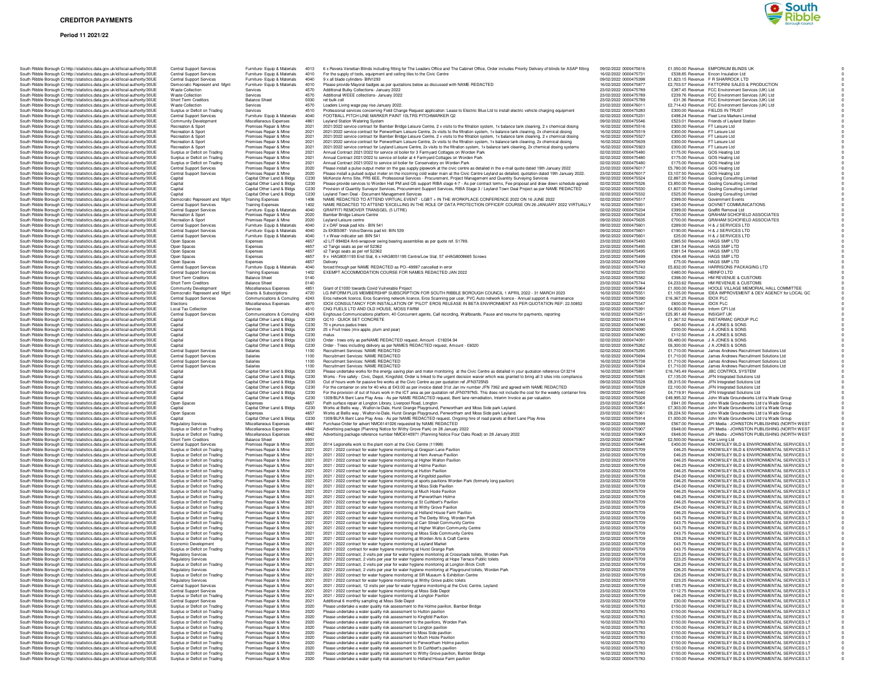# CREDITOR PAYMENTS

**Period 11 2021/22**

| | | | | | | | | | | | |
|---|---|---|---|---|---|---|---|---|---|---|---|
| South Ribble Borough C | http://statistics.data.gov.uk/id/local-authority/30UE | Central Support Services | Furniture- Equip & Materials | 4013 | 6 x Revera Venetian Blinds including fitting for The Leaders Office and The Cabinet Office, Order includes Priority Delivery of blinds for ASAP fitting | 09/02/2022 | 0000475616 | £1,050.00 | Revenue | EMPORIUM BLINDS UK | 0 |
| South Ribble Borough C | http://statistics.data.gov.uk/id/local-authority/30UE | Central Support Services | Furniture- Equip & Materials | 4010 | For the supply of tools, equipment and ceiling tiles to the Civic Centre | 16/02/2022 | 0000475731 | £538.85 | Revenue | Encon Insulation Ltd | 0 |
| South Ribble Borough C | http://statistics.data.gov.uk/id/local-authority/30UE | Central Support Services | Furniture- Equip & Materials | 4040 | 9 x all blade cylinders- BIN1293 | 09/02/2022 | 0000475398 | £1,823.15 | Revenue | F R SHARROCK LTD | 0 |
| South Ribble Borough C | http://statistics.data.gov.uk/id/local-authority/30UE | Democratic Represent and Mgnt | Furniture- Equip & Materials | 4010 | Please provide Mayoral badges as per quotations below as discussed with NAME REDACTED | 16/02/2022 | 0000475877 | £2,703.57 | Revenue | FATTORINI SALES & PRODUCTION | 0 |
| South Ribble Borough C | http://statistics.data.gov.uk/id/local-authority/30UE | Waste Collection | Services | 4570 | Additional Bulky Collections- January 2022 | 23/02/2022 | 0000475789 | £387.45 | Revenue | FCC Environment Services (UK) Ltd | 0 |
| South Ribble Borough C | http://statistics.data.gov.uk/id/local-authority/30UE | Waste Collection | Services | 4570 | Additional WEEE collections- January 2022 | 23/02/2022 | 0000475789 | £239.76 | Revenue | FCC Environment Services (UK) Ltd | 0 |
| South Ribble Borough C | http://statistics.data.gov.uk/id/local-authority/30UE | Short Term Creditors | Balance Sheet | 0030 | ret bulk coll | 23/02/2022 | 0000475789 | -£31.36 | Revenue | FCC Environment Services (UK) Ltd | 0 |
| South Ribble Borough C | http://statistics.data.gov.uk/id/local-authority/30UE | Waste Collection | Services | 4570 | Loaders Living wage pay rise January 2022. | 23/02/2022 | 0000476011 | £2,714.43 | Revenue | FCC Environment Services (UK) Ltd | 0 |
| South Ribble Borough C | http://statistics.data.gov.uk/id/local-authority/30UE | Surplus or Deficit on Trading | Services | 4510 | Professional services concerning Field Change Request application: Lease to Electric Blue Ltd to install electric vehicle charging equipment | 02/02/2022 | 0000475283 | £300.00 | Revenue | FIELDS IN TRUST | 0 |
| South Ribble Borough C | http://statistics.data.gov.uk/id/local-authority/30UE | Central Support Services | Furniture- Equip & Materials | 4040 | FOOTBALL PITCH LINE MARKER PAINT 10LTRS PITCHMARKER Q2 | 02/02/2022 | 0000475231 | £498.24 | Revenue | Fleet Line Markers Limited | 0 |
| South Ribble Borough C | http://statistics.data.gov.uk/id/local-authority/30UE | Community Development | Miscellaneous Expenses | 4861 | Leyland Station Watering System | 09/02/2022 | 0000475546 | £523.01 | Revenue | Friends of Leyland Station | 0 |
| South Ribble Borough C | http://statistics.data.gov.uk/id/local-authority/30UE | Recreation & Sport | Premises Repair & Mtne | 2021 | 2021/2022 service contract for Bamber Bridge Leisure Centre, 2 x visits to the filtration system, 1x balance tank cleaning, 2 x chemical dosing | 16/02/2022 | 0000475516 | £300.00 | Revenue | FT Leisure Ltd | 0 |
| South Ribble Borough C | http://statistics.data.gov.uk/id/local-authority/30UE | Recreation & Sport | Premises Repair & Mtne | 2021 | 2021/2022 service contract for Penwortham Leisure Centre, 2x visits to the filtration system, 1x balance tank cleaning, 2x chemical dosing | 16/02/2022 | 0000475519 | £300.00 | Revenue | FT Leisure Ltd | 0 |
| South Ribble Borough C | http://statistics.data.gov.uk/id/local-authority/30UE | Recreation & Sport | Premises Repair & Mtne | 2021 | 2021/2022 service contract for Bamber Bridge Leisure Centre, 2 x visits to the filtration system, 1x balance tank cleaning, 2 x chemical dosing | 16/02/2022 | 0000475527 | £300.00 | Revenue | FT Leisure Ltd | 0 |
| South Ribble Borough C | http://statistics.data.gov.uk/id/local-authority/30UE | Recreation & Sport | Premises Repair & Mtne | 2021 | 2021/2022 service contract for Penwortham Leisure Centre, 2x visits to the filtration system, 1x balance tank cleaning, 2x chemical dosing | 16/02/2022 | 0000475639 | £300.00 | Revenue | FT Leisure Ltd | 0 |
| South Ribble Borough C | http://statistics.data.gov.uk/id/local-authority/30UE | Recreation & Sport | Premises Repair & Mtne | 2021 | 2021/2022 service contract for Leyland Leisure Centre, 2x visits to the filtration system, 1x balance tank cleaning, 2x chemical dosing systems | 16/02/2022 | 0000475923 | £300.00 | Revenue | FT Leisure Ltd | 0 |
| South Ribble Borough C | http://statistics.data.gov.uk/id/local-authority/30UE | Surplus or Deficit on Trading | Premises Repair & Mtne | 2021 | Annual Contract 2021/2022 for service oil boiler for 3 Farmyard Cottages on Worden Park | 02/02/2022 | 0000475480 | £175.00 | Revenue | GOS Heating Ltd | 0 |
| South Ribble Borough C | http://statistics.data.gov.uk/id/local-authority/30UE | Surplus or Deficit on Trading | Premises Repair & Mtne | 2021 | Annual Contract 2021/2022 to service oil boiler at 4 Farmyard Cottages on Worden Park | 02/02/2022 | 0000475480 | £175.00 | Revenue | GOS Heating Ltd | 0 |
| South Ribble Borough C | http://statistics.data.gov.uk/id/local-authority/30UE | Surplus or Deficit on Trading | Premises Repair & Mtne | 2021 | Annual Contract 2021/2022 to service oil boiler for Conservatory on Worden Park | 02/02/2022 | 0000475480 | £175.00 | Revenue | GOS Heating Ltd | 0 |
| South Ribble Borough C | http://statistics.data.gov.uk/id/local-authority/30UE | Central Support Services | Premises Repair & Mtne | 2020 | Please install a pulse output meter on the gas supply pipework at the civic centre as detailed in the e-mail quote dated 19th January 2022 | 23/02/2022 | 0000476017 | £5,780.00 | Revenue | GOS Heating Ltd | 0 |
| South Ribble Borough C | http://statistics.data.gov.uk/id/local-authority/30UE | Central Support Services | Premises Repair & Mtne | 2020 | Please install a pulsed output meter on the incoming cold water main at the Civic Centre Leyland as detailed, quotation dated 19th January 2022. | 23/02/2022 | 0000476017 | £3,107.50 | Revenue | GOS Heating Ltd | 0 |
| South Ribble Borough C | http://statistics.data.gov.uk/id/local-authority/30UE | Capital | Capital Other Land & Bldgs | C230 | McKenzie Arms Site, PR5 6EE, Professional Services - Procurement, Project Management and Quantity Surveying Services | 09/02/2022 | 0000475524 | £2,887.50 | Revenue | Gosling Consulting Limited | 0 |
| South Ribble Borough C | http://statistics.data.gov.uk/id/local-authority/30UE | Capital | Capital Other Land & Bldgs | C230 | Please provide services to Worden Hall PM and QS support RIBA stage 4-7 - As per contract terms, Fee proposal and draw down schedule agreed | 02/02/2022 | 0000475526 | £3,850.00 | Revenue | Gosling Consulting Limited | 0 |
| South Ribble Borough C | http://statistics.data.gov.uk/id/local-authority/30UE | Capital | Capital Other Land & Bldgs | C230 | Provision of Quantity Surveyor Services, Procurement Support Services, RIBA Stage 3 / Leyland Town Deal Project as per NAME REDACTED | 02/02/2022 | 0000475530 | £1,607.00 | Revenue | Gosling Consulting Limited | 0 |
| South Ribble Borough C | http://statistics.data.gov.uk/id/local-authority/30UE | Capital | Capital Other Land & Bldgs | C230 | Leyland Town Deal - Document Management Services | 02/02/2022 | 0000475532 | £525.00 | Revenue | Gosling Consulting Limited | 0 |
| South Ribble Borough C | http://statistics.data.gov.uk/id/local-authority/30UE | Democratic Represent and Mgnt | Training Expenses | 1406 | NAME REDACTED TO ATTEND VIRTUAL EVENT - LGBT + IN THE WORKPLACE CONFERENCE 2022 ON 16 JUNE 2022 | 02/02/2022 | 0000475517 | £399.00 | Revenue | Government Events | 0 |
| South Ribble Borough C | http://statistics.data.gov.uk/id/local-authority/30UE | Central Support Services | Training Expenses | 1402 | NAME REDACTED TO ATTEND 'EXCELLING IN THE ROLE OF DATA PROTECTION OFFICER' COURSE ON 26 JANUARY 2022 VIRTUALLY | 16/02/2022 | 0000475931 | £345.00 | Revenue | GOVNET COMMUNICATIONS | 0 |
| South Ribble Borough C | http://statistics.data.gov.uk/id/local-authority/30UE | Central Support Services | Furniture- Equip & Materials | 4040 | GRAFFITI REMOVER TRANSGEL (5 LITRE) | 02/02/2022 | 0000475234 | £399.00 | Revenue | Graffiti Removal Ltd | 0 |
| South Ribble Borough C | http://statistics.data.gov.uk/id/local-authority/30UE | Recreation & Sport | Premises Repair & Mtne | 2020 | Bamber Bridge Leisure Centre | 09/02/2022 | 0000475634 | £700.00 | Revenue | GRAHAM SCHOFIELD ASSOCIATES | 0 |
| South Ribble Borough C | http://statistics.data.gov.uk/id/local-authority/30UE | Recreation & Sport | Premises Repair & Mtne | 2020 | Leyland Leisure centre | 09/02/2022 | 0000475635 | £700.00 | Revenue | GRAHAM SCHOFIELD ASSOCIATES | 0 |
| South Ribble Borough C | http://statistics.data.gov.uk/id/local-authority/30UE | Central Support Services | Furniture- Equip & Materials | 4040 | 2 x DAF break pad kits - BIN 541 | 09/02/2022 | 0000475601 | £289.00 | Revenue | H & J SERVICES LTD | 0 |
| South Ribble Borough C | http://statistics.data.gov.uk/id/local-authority/30UE | Central Support Services | Furniture- Equip & Materials | 4040 | 2x EKBS087- Volvo/Dennis pad kit- BIN 539 | 09/02/2022 | 0000475601 | £190.00 | Revenue | H & J SERVICES LTD | 0 |
| South Ribble Borough C | http://statistics.data.gov.uk/id/local-authority/30UE | Central Support Services | Furniture- Equip & Materials | 4040 | 1 x Wear indicator set- BIN 541 | 09/02/2022 | 0000475601 | £25.00 | Revenue | H & J SERVICES LTD | 0 |
| South Ribble Borough C | http://statistics.data.gov.uk/id/local-authority/30UE | Open Spaces | Expenses | 4657 | x2 LIT-994824 Anti-wrapover swing bearing assemblies as per quote ref. S1789. | 23/02/2022 | 0000475493 | £385.50 | Revenue | HAGS SMP LTD | 0 |
| South Ribble Borough C | http://statistics.data.gov.uk/id/local-authority/30UE | Open Spaces | Expenses | 4657 | x2 Tango seats as per ref S2362 | 23/02/2022 | 0000475495 | £381.54 | Revenue | HAGS SMP LTD | 0 |
| South Ribble Borough C | http://statistics.data.gov.uk/id/local-authority/30UE | Open Spaces | Expenses | 4657 | x2 Tango seats as per ref S2362 | 23/02/2022 | 0000475495 | £381.54 | Revenue | HAGS SMP LTD | 0 |
| South Ribble Borough C | http://statistics.data.gov.uk/id/local-authority/30UE | Open Spaces | Expenses | 4657 | 9 x HAG8051193 End Slat, 6 x HAG8051195 Centre/Low Slat, 57 xHAG8008665 Screws | 23/02/2022 | 0000475499 | £504.48 | Revenue | HAGS SMP LTD | 0 |
| South Ribble Borough C | http://statistics.data.gov.uk/id/local-authority/30UE | Open Spaces | Expenses | 4657 | Delivery | 23/02/2022 | 0000475499 | £75.00 | Revenue | HAGS SMP LTD | 0 |
| South Ribble Borough C | http://statistics.data.gov.uk/id/local-authority/30UE | Central Support Services | Furniture- Equip & Materials | 4040 | forced through per NAME REDACTED as PO--49997 cancelled in error | 09/02/2022 | 0000475743 | £5,832.00 | Revenue | HARRISONS PACKAGING LTD | 0 |
| South Ribble Borough C | http://statistics.data.gov.uk/id/local-authority/30UE | Central Support Services | Training Expenses | 1402 | EXEMPT ACCOMMODATION COURSE FOR NAMES REDACTED JAN 2022 | 16/02/2022 | 0000475230 | £480.00 | Revenue | HBINFO LTD | 0 |
| South Ribble Borough C | http://statistics.data.gov.uk/id/local-authority/30UE | Short Term Creditors | Balance Sheet | 0140 | | 23/02/2022 | 0000475582 | £398.00 | Revenue | HM REVENUE & CUSTOMS | 0 |
| South Ribble Borough C | http://statistics.data.gov.uk/id/local-authority/30UE | Short Term Creditors | Balance Sheet | 0140 | | 23/02/2022 | 0000475744 | £4,233.62 | Revenue | HM REVENUE & CUSTOMS | 0 |
| South Ribble Borough C | http://statistics.data.gov.uk/id/local-authority/30UE | Community Development | Miscellaneous Expenses | 4851 | Grant of £1000 towards Covid Vulnerable Project | 23/02/2022 | 0000475964 | £1,000.00 | Revenue | HOOLE VILLAGE MEMORIAL HALL COMMITTEE | 0 |
| South Ribble Borough C | http://statistics.data.gov.uk/id/local-authority/30UE | Democratic Represent and Mgnt | Grants & Subscriptions | 4720 | LG INFORM PLUS MEMBERSHIP SUBSCRIPTION FOR SOUTH RIBBLE BOROUGH COUNCIL 1 APRIL 2022 - 31 MARCH 2023 | 16/02/2022 | 0000475551 | £1,105.00 | Revenue | IDEA IMPROVEMENT & DEV AGENCY for LOCAL GC | 0 |
| South Ribble Borough C | http://statistics.data.gov.uk/id/local-authority/30UE | Central Support Services | Communications & Computing | 4243 | Eros network licence, Eros Scanning network licence, Eros Scanning per user, PVC Auto network licence - Annual support & maintenance | 16/02/2022 | 0000475390 | £16,367.25 | Revenue | IDOX PLC | 0 |
| South Ribble Borough C | http://statistics.data.gov.uk/id/local-authority/30UE | Elections | Miscellaneous Expenses | 4970 | IDOX CONSULTANCY FOR INSTALLATION OF 'PILOT' EROS RELEASE IN BETA ENVIRONMENT AS PER QUOTATION REF: 22.50852 | 23/02/2022 | 0000475547 | £600.00 | Revenue | IDOX PLC | 0 |
| South Ribble Borough C | http://statistics.data.gov.uk/id/local-authority/30UE | Local Tax Collection | Services | 4510 | CNG FUELS LTD AND OLD HOUSE, MOSS FARM | 02/02/2022 | 0000475391 | £4,900.00 | Revenue | Inform CPI Ltd | 0 |
| South Ribble Borough C | http://statistics.data.gov.uk/id/local-authority/30UE | Central Support Services | Communications & Computing | 4243 | Enghouse Communications platform, 40 Concurrent agents, Call recording, Wallboards, Pause and resume for payments, reporting | 16/02/2022 | 0000475251 | £25,951.48 | Revenue | INSIGHT UK | 0 |
| South Ribble Borough C | http://statistics.data.gov.uk/id/local-authority/30UE | Capital | Capital Other Land & Bldgs | C230 | QC10 - QUICK SET CONCRETE | 02/02/2022 | 0000475144 | £1,367.52 | Revenue | INSTARMAC GROUP PLC | 0 |
| South Ribble Borough C | http://statistics.data.gov.uk/id/local-authority/30UE | Capital | Capital Other Land & Bldgs | C230 | 70 x prunus padus trees | 02/02/2022 | 0000474090 | £40.60 | Revenue | J A JONES & SONS | 0 |
| South Ribble Borough C | http://statistics.data.gov.uk/id/local-authority/30UE | Capital | Capital Other Land & Bldgs | C230 | 25 x Fruit trees (mix apple, plum and pear) | 02/02/2022 | 0000474090 | £200.00 | Revenue | J A JONES & SONS | 0 |
| South Ribble Borough C | http://statistics.data.gov.uk/id/local-authority/30UE | Capital | Capital Other Land & Bldgs | C230 | malus | 02/02/2022 | 0000474090 | £112.50 | Revenue | J A JONES & SONS | 0 |
| South Ribble Borough C | http://statistics.data.gov.uk/id/local-authority/30UE | Capital | Capital Other Land & Bldgs | C230 | Order - trees only as perNAME REDACTED request, Amount - £18204.94 | 02/02/2022 | 0000474091 | £6,480.00 | Revenue | J A JONES & SONS | 0 |
| South Ribble Borough C | http://statistics.data.gov.uk/id/local-authority/30UE | Capital | Capital Other Land & Bldgs | C230 | Order - Trees including delivery as per NAMES REDACTED request, Amount - £6020 | 02/02/2022 | 0000475262 | £6,300.00 | Revenue | J A JONES & SONS | 0 |
| South Ribble Borough C | http://statistics.data.gov.uk/id/local-authority/30UE | Central Support Services | Salaries | 1100 | Recruitment Services: NAME REDACTED | 02/02/2022 | 0000475295 | £1,710.00 | Revenue | James Andrews Recruitment Solutions Ltd | 0 |
| South Ribble Borough C | http://statistics.data.gov.uk/id/local-authority/30UE | Central Support Services | Salaries | 1100 | Recruitment Services: NAME REDACTED | 16/02/2022 | 0000475694 | £1,710.00 | Revenue | James Andrews Recruitment Solutions Ltd | 0 |
| South Ribble Borough C | http://statistics.data.gov.uk/id/local-authority/30UE | Central Support Services | Salaries | 1100 | Recruitment Services: NAME REDACTED | 16/02/2022 | 0000475738 | £1,710.00 | Revenue | James Andrews Recruitment Solutions Ltd | 0 |
| South Ribble Borough C | http://statistics.data.gov.uk/id/local-authority/30UE | Central Support Services | Salaries | 1100 | Recruitment Services: NAME REDACTED | 23/02/2022 | 0000475924 | £1,710.00 | Revenue | James Andrews Recruitment Solutions Ltd | 0 |
| South Ribble Borough C | http://statistics.data.gov.uk/id/local-authority/30UE | Capital | Capital Other Land & Bldgs | C230 | Please undertake works for the energy saving plan and meter monitoring at the Civic Centre as detailed in your quotation reference Q13214 | 16/02/2022 | 0000475881 | £16,745.49 | Revenue | JBC CONTROL SYSTEM | 0 |
| South Ribble Borough C | http://statistics.data.gov.uk/id/local-authority/30UE | Capital | Capital Other Land & Bldgs | C230 | Works - Fire safety : Civic, Depot, Kingsfold, Order is linked to the urgent decision waiver which was granted to bring all 3 sites into compliance. | 09/02/2022 | 0000475528 | £7,135.00 | Revenue | JFN Integrated Solutions Ltd | 0 |
| South Ribble Borough C | http://statistics.data.gov.uk/id/local-authority/30UE | Capital | Capital Other Land & Bldgs | C230 | Out of hours work for passive fire works at the Civic Centre as per quotation ref JFN3725NS | 09/02/2022 | 0000475528 | £8,315.00 | Revenue | JFN Integrated Solutions Ltd | 0 |
| South Ribble Borough C | http://statistics.data.gov.uk/id/local-authority/30UE | Capital | Capital Other Land & Bldgs | C230 | For the container on site for 40 wks at £43.00 as per invoice dated 31st Jan inv number JFN 7362 and agreed with NAME REDACTED | 09/02/2022 | 0000475528 | £2,100.00 | Revenue | JFN Integrated Solutions Ltd | 0 |
| South Ribble Borough C | http://statistics.data.gov.uk/id/local-authority/30UE | Capital | Capital Other Land & Bldgs | C230 | For the provision of out of hours work in the ICT area as per quotation ref JFN3797NS. This does not include the cost for the weekly container hire. | 09/02/2022 | 0000475640 | £4,719.91 | Revenue | JFN Integrated Solutions Ltd | 0 |
| South Ribble Borough C | http://statistics.data.gov.uk/id/local-authority/30UE | Capital | Capital Other Land & Bldgs | C230 | 1309/BLPA Bent Lane Play Area - As per NAME REDACTED request, Bent lane remediation, Interim Invoice as per valuation. | 02/02/2022 | 0000475028 | £49,995.32 | Revenue | John Wade Groundworks Ltd t/a Wade Group | 0 |
| South Ribble Borough C | http://statistics.data.gov.uk/id/local-authority/30UE | Open Spaces | Expenses | 4657 | Path surface repair at Longton Library, Liverpool Road, Longton | 23/02/2022 | 0000475354 | £841.00 | Revenue | John Wade Groundworks Ltd t/a Wade Group | 0 |
| South Ribble Borough C | http://statistics.data.gov.uk/id/local-authority/30UE | Capital | Capital Other Land & Bldgs | C230 | Works at Bellis way , Walton-le-Dale, Hurst Grange Playground, Penwortham and Moss Side park Leyland. | 23/02/2022 | 0000475361 | £7,303.00 | Revenue | John Wade Groundworks Ltd t/a Wade Group | 0 |
| South Ribble Borough C | http://statistics.data.gov.uk/id/local-authority/30UE | Open Spaces | Expenses | 4657 | Works at Bellis way , Walton-le-Dale, Hurst Grange Playground, Penwortham and Moss Side park Leyland. | 23/02/2022 | 0000475361 | £8,224.50 | Revenue | John Wade Groundworks Ltd t/a Wade Group | 0 |
| South Ribble Borough C | http://statistics.data.gov.uk/id/local-authority/30UE | Capital | Capital Other Land & Bldgs | C230 | 1309/BLPA Bent Lane Play Area - As per NAME REDACTED request, Ongoing hire of road panels at Bent Lane Play Area | 16/02/2022 | 0000475914 | £1,000.00 | Revenue | John Wade Groundworks Ltd t/a Wade Group | 0 |
| South Ribble Borough C | http://statistics.data.gov.uk/id/local-authority/30UE | Regulatory Services | Miscellaneous Expenses | 4841 | Purchase Order for advert NMC6141026 requested by NAME REDACTED | 09/02/2022 | 0000475599 | £567.00 | Revenue | JPI Media - JOHNSTON PUBLISHING (NORTH WEST | 0 |
| South Ribble Borough C | http://statistics.data.gov.uk/id/local-authority/30UE | Surplus or Deficit on Trading | Miscellaneous Expenses | 4842 | Advertising package (Planning Notice for Withy Grove Park) on 28 January 2022 | 16/02/2022 | 0000475907 | £648.00 | Revenue | JPI Media - JOHNSTON PUBLISHING (NORTH WEST | 0 |
| South Ribble Borough C | http://statistics.data.gov.uk/id/local-authority/30UE | Surplus or Deficit on Trading | Miscellaneous Expenses | 4842 | Advertising package reference number NMC6140971 (Planning Notice Four Oaks Road) on 28 January 2022 | 16/02/2022 | 0000475909 | £648.00 | Revenue | JPI Media - JOHNSTON PUBLISHING (NORTH WEST | 0 |
| South Ribble Borough C | http://statistics.data.gov.uk/id/local-authority/30UE | Short Term Creditors | Balance Sheet | 0001 | | 23/02/2022 | 0000475967 | £2,500.00 | Revenue | Kier Living Ltd | 0 |
| South Ribble Borough C | http://statistics.data.gov.uk/id/local-authority/30UE | Central Support Services | Premises Repair & Mtne | 2020 | 2014 Legionella work to the plant room at the Civic Centre (11998) | 09/02/2022 | 0000475648 | £400.00 | Revenue | KNOWSLEY BLD & ENVIRONMENTAL SERVICES LT | 0 |
| South Ribble Borough C | http://statistics.data.gov.uk/id/local-authority/30UE | Surplus or Deficit on Trading | Premises Repair & Mtne | 2021 | 2021 / 2022 contract for water hygiene monitoring at Gregson Lane Pavilion | 23/02/2022 | 0000475709 | £46.25 | Revenue | KNOWSLEY BLD & ENVIRONMENTAL SERVICES LT | 0 |
| South Ribble Borough C | http://statistics.data.gov.uk/id/local-authority/30UE | Surplus or Deficit on Trading | Premises Repair & Mtne | 2021 | 2021 / 2022 contract for water hygiene monitoring at Hern Avenue Pavilion | 23/02/2022 | 0000475709 | £46.25 | Revenue | KNOWSLEY BLD & ENVIRONMENTAL SERVICES LT | 0 |
| South Ribble Borough C | http://statistics.data.gov.uk/id/local-authority/30UE | Surplus or Deficit on Trading | Premises Repair & Mtne | 2021 | 2021 / 2022 contract for water hygiene monitoring at Higher Walton Pavilion | 23/02/2022 | 0000475709 | £46.25 | Revenue | KNOWSLEY BLD & ENVIRONMENTAL SERVICES LT | 0 |
| South Ribble Borough C | http://statistics.data.gov.uk/id/local-authority/30UE | Surplus or Deficit on Trading | Premises Repair & Mtne | 2021 | 2021 / 2022 contract for water hygiene monitoring at Holme Pavilion | 23/02/2022 | 0000475709 | £46.25 | Revenue | KNOWSLEY BLD & ENVIRONMENTAL SERVICES LT | 0 |
| South Ribble Borough C | http://statistics.data.gov.uk/id/local-authority/30UE | Surplus or Deficit on Trading | Premises Repair & Mtne | 2021 | 2021 / 2022 contract for water hygiene monitoring at Hutton Pavilion | 23/02/2022 | 0000475709 | £46.25 | Revenue | KNOWSLEY BLD & ENVIRONMENTAL SERVICES LT | 0 |
| South Ribble Borough C | http://statistics.data.gov.uk/id/local-authority/30UE | Surplus or Deficit on Trading | Premises Repair & Mtne | 2021 | 2021 / 2022 contract for water hygiene monitoring at Kingsfold pavilion | 23/02/2022 | 0000475709 | £54.00 | Revenue | KNOWSLEY BLD & ENVIRONMENTAL SERVICES LT | 0 |
| South Ribble Borough C | http://statistics.data.gov.uk/id/local-authority/30UE | Surplus or Deficit on Trading | Premises Repair & Mtne | 2021 | 2021 / 2022 contract for water hygiene monitoring at sports pavilions Worden Park (formerly long pavilion) | 23/02/2022 | 0000475709 | £46.25 | Revenue | KNOWSLEY BLD & ENVIRONMENTAL SERVICES LT | 0 |
| South Ribble Borough C | http://statistics.data.gov.uk/id/local-authority/30UE | Surplus or Deficit on Trading | Premises Repair & Mtne | 2021 | 2021 / 2022 contract for water hygiene monitoring at Moss Side Pavilion | 23/02/2022 | 0000475709 | £54.00 | Revenue | KNOWSLEY BLD & ENVIRONMENTAL SERVICES LT | 0 |
| South Ribble Borough C | http://statistics.data.gov.uk/id/local-authority/30UE | Surplus or Deficit on Trading | Premises Repair & Mtne | 2021 | 2021 / 2022 contract for water hygiene monitoring at Much Hoole Pavilion | 23/02/2022 | 0000475709 | £46.25 | Revenue | KNOWSLEY BLD & ENVIRONMENTAL SERVICES LT | 0 |
| South Ribble Borough C | http://statistics.data.gov.uk/id/local-authority/30UE | Surplus or Deficit on Trading | Premises Repair & Mtne | 2021 | 2021 / 2022 contract for water hygiene monitoring at Penwortham Holme | 23/02/2022 | 0000475709 | £46.25 | Revenue | KNOWSLEY BLD & ENVIRONMENTAL SERVICES LT | 0 |
| South Ribble Borough C | http://statistics.data.gov.uk/id/local-authority/30UE | Surplus or Deficit on Trading | Premises Repair & Mtne | 2021 | 2021 / 2022 contract for water hygiene monitoring at St Cuthbert's Pavilion | 23/02/2022 | 0000475709 | £46.25 | Revenue | KNOWSLEY BLD & ENVIRONMENTAL SERVICES LT | 0 |
| South Ribble Borough C | http://statistics.data.gov.uk/id/local-authority/30UE | Surplus or Deficit on Trading | Premises Repair & Mtne | 2021 | 2021 / 2022 contract for water hygiene monitoring at Withy Grove Pavilion | 23/02/2022 | 0000475709 | £54.00 | Revenue | KNOWSLEY BLD & ENVIRONMENTAL SERVICES LT | 0 |
| South Ribble Borough C | http://statistics.data.gov.uk/id/local-authority/30UE | Surplus or Deficit on Trading | Premises Repair & Mtne | 2021 | 2021 / 2022 contract for water hygiene monitoring at Holland House Farm Pavilion | 23/02/2022 | 0000475709 | £46.25 | Revenue | KNOWSLEY BLD & ENVIRONMENTAL SERVICES LT | 0 |
| South Ribble Borough C | http://statistics.data.gov.uk/id/local-authority/30UE | Surplus or Deficit on Trading | Premises Repair & Mtne | 2021 | 2021 / 2022 contract for water hygiene monitoring at The Derby Wing, Worden Park | 23/02/2022 | 0000475709 | £43.75 | Revenue | KNOWSLEY BLD & ENVIRONMENTAL SERVICES LT | 0 |
| South Ribble Borough C | http://statistics.data.gov.uk/id/local-authority/30UE | Surplus or Deficit on Trading | Premises Repair & Mtne | 2021 | 2021 / 2022 contract for water hygiene monitoring at Carr Street Community Centre | 23/02/2022 | 0000475709 | £43.75 | Revenue | KNOWSLEY BLD & ENVIRONMENTAL SERVICES LT | 0 |
| South Ribble Borough C | http://statistics.data.gov.uk/id/local-authority/30UE | Surplus or Deficit on Trading | Premises Repair & Mtne | 2021 | 2021 / 2022 contract for water hygiene monitoring at Higher Walton Community Centre | 23/02/2022 | 0000475709 | £43.75 | Revenue | KNOWSLEY BLD & ENVIRONMENTAL SERVICES LT | 0 |
| South Ribble Borough C | http://statistics.data.gov.uk/id/local-authority/30UE | Surplus or Deficit on Trading | Premises Repair & Mtne | 2021 | 2021 / 2022 contract for water hygiene monitoring at Moss Side Community Centre | 23/02/2022 | 0000475709 | £43.75 | Revenue | KNOWSLEY BLD & ENVIRONMENTAL SERVICES LT | 0 |
| South Ribble Borough C | http://statistics.data.gov.uk/id/local-authority/30UE | Surplus or Deficit on Trading | Premises Repair & Mtne | 2021 | 2021 / 2022 contract for water hygiene monitoring at Worden Arts & Craft Centre | 23/02/2022 | 0000475709 | £59.25 | Revenue | KNOWSLEY BLD & ENVIRONMENTAL SERVICES LT | 0 |
| South Ribble Borough C | http://statistics.data.gov.uk/id/local-authority/30UE | Economic Development | Premises Repair & Mtne | 2021 | 2021 / 2022 contract for water hygiene monitoring at Leyland Market | 23/02/2022 | 0000475709 | £43.75 | Revenue | KNOWSLEY BLD & ENVIRONMENTAL SERVICES LT | 0 |
| South Ribble Borough C | http://statistics.data.gov.uk/id/local-authority/30UE | Surplus or Deficit on Trading | Premises Repair & Mtne | 2021 | 2021 / 2022 contract for water hygiene monitoring at Hurst Grange Park | 23/02/2022 | 0000475709 | £43.75 | Revenue | KNOWSLEY BLD & ENVIRONMENTAL SERVICES LT | 0 |
| South Ribble Borough C | http://statistics.data.gov.uk/id/local-authority/30UE | Regulatory Services | Premises Repair & Mtne | 2021 | 2021 / 2022 contract, 2 visits per year for water hygiene monitoring at Crossroads toilets, Worden Park | 23/02/2022 | 0000475709 | £23.25 | Revenue | KNOWSLEY BLD & ENVIRONMENTAL SERVICES LT | 0 |
| South Ribble Borough C | http://statistics.data.gov.uk/id/local-authority/30UE | Regulatory Services | Premises Repair & Mtne | 2021 | 2021 / 2022 contract, 2 visits per year for water hygiene monitoring at Hope Terrace Public toilets | 23/02/2022 | 0000475709 | £23.25 | Revenue | KNOWSLEY BLD & ENVIRONMENTAL SERVICES LT | 0 |
| South Ribble Borough C | http://statistics.data.gov.uk/id/local-authority/30UE | Surplus or Deficit on Trading | Premises Repair & Mtne | 2021 | 2021 / 2022 contract, 2 visits per year for water hygiene monitoring at Longton Brick Croft | 23/02/2022 | 0000475709 | £26.25 | Revenue | KNOWSLEY BLD & ENVIRONMENTAL SERVICES LT | 0 |
| South Ribble Borough C | http://statistics.data.gov.uk/id/local-authority/30UE | Regulatory Services | Premises Repair & Mtne | 2021 | 2021 / 2022 contract, 2 visits per year for water hygiene monitoring at Playground toilets, Worden Park | 23/02/2022 | 0000475709 | £26.25 | Revenue | KNOWSLEY BLD & ENVIRONMENTAL SERVICES LT | 0 |
| South Ribble Borough C | http://statistics.data.gov.uk/id/local-authority/30UE | Surplus or Deficit on Trading | Premises Repair & Mtne | 2021 | 2021 / 2022 contract for water hygiene monitoring at SR Museum & Exhibition Centre | 23/02/2022 | 0000475709 | £26.25 | Revenue | KNOWSLEY BLD & ENVIRONMENTAL SERVICES LT | 0 |
| South Ribble Borough C | http://statistics.data.gov.uk/id/local-authority/30UE | Regulatory Services | Premises Repair & Mtne | 2021 | 2021 / 2022 contract for water hygiene monitoring at Withy Grove public toilets | 23/02/2022 | 0000475709 | £23.25 | Revenue | KNOWSLEY BLD & ENVIRONMENTAL SERVICES LT | 0 |
| South Ribble Borough C | http://statistics.data.gov.uk/id/local-authority/30UE | Central Support Services | Premises Repair & Mtne | 2021 | 2021 / 2022 contract, 12 visits per year for water hygiene monitoring at the Civic Centre, Leyland | 23/02/2022 | 0000475709 | £185.75 | Revenue | KNOWSLEY BLD & ENVIRONMENTAL SERVICES LT | 0 |
| South Ribble Borough C | http://statistics.data.gov.uk/id/local-authority/30UE | Central Support Services | Premises Repair & Mtne | 2021 | 2021 / 2022 contract for water hygiene monitoring at Moss Side Depot | 23/02/2022 | 0000475709 | £112.75 | Revenue | KNOWSLEY BLD & ENVIRONMENTAL SERVICES LT | 0 |
| South Ribble Borough C | http://statistics.data.gov.uk/id/local-authority/30UE | Surplus or Deficit on Trading | Premises Repair & Mtne | 2021 | 2021 / 2022 contract for water hygiene monitoring at Longton Pavilion | 23/02/2022 | 0000475709 | £46.25 | Revenue | KNOWSLEY BLD & ENVIRONMENTAL SERVICES LT | 0 |
| South Ribble Borough C | http://statistics.data.gov.uk/id/local-authority/30UE | Central Support Services | Premises Repair & Mtne | 2021 | Additional 6 monthly sampling at Moss Side Depot | 23/02/2022 | 0000475709 | £30.00 | Revenue | KNOWSLEY BLD & ENVIRONMENTAL SERVICES LT | 0 |
| South Ribble Borough C | http://statistics.data.gov.uk/id/local-authority/30UE | Surplus or Deficit on Trading | Premises Repair & Mtne | 2020 | Please undertake a water quality risk assessment to the Holme pavilion, Bamber Bridge | 16/02/2022 | 0000475783 | £150.00 | Revenue | KNOWSLEY BLD & ENVIRONMENTAL SERVICES LT | 0 |
| South Ribble Borough C | http://statistics.data.gov.uk/id/local-authority/30UE | Surplus or Deficit on Trading | Premises Repair & Mtne | 2020 | Please undertake a water quality risk assessment to Hutton pavilion | 16/02/2022 | 0000475783 | £150.00 | Revenue | KNOWSLEY BLD & ENVIRONMENTAL SERVICES LT | 0 |
| South Ribble Borough C | http://statistics.data.gov.uk/id/local-authority/30UE | Surplus or Deficit on Trading | Premises Repair & Mtne | 2020 | Please undertake a water quality risk assessment to Kingfold Pavilion | 16/02/2022 | 0000475783 | £150.00 | Revenue | KNOWSLEY BLD & ENVIRONMENTAL SERVICES LT | 0 |
| South Ribble Borough C | http://statistics.data.gov.uk/id/local-authority/30UE | Surplus or Deficit on Trading | Premises Repair & Mtne | 2020 | Please undertake a water quality risk assessment to the pavilions, Worden Park | 16/02/2022 | 0000475783 | £150.00 | Revenue | KNOWSLEY BLD & ENVIRONMENTAL SERVICES LT | 0 |
| South Ribble Borough C | http://statistics.data.gov.uk/id/local-authority/30UE | Surplus or Deficit on Trading | Premises Repair & Mtne | 2020 | Please undertake a water quality risk assessment to Longton pavilion | 16/02/2022 | 0000475783 | £150.00 | Revenue | KNOWSLEY BLD & ENVIRONMENTAL SERVICES LT | 0 |
| South Ribble Borough C | http://statistics.data.gov.uk/id/local-authority/30UE | Surplus or Deficit on Trading | Premises Repair & Mtne | 2020 | Please undertake a water quality risk assessment to Moss Side pavilion | 16/02/2022 | 0000475783 | £150.00 | Revenue | KNOWSLEY BLD & ENVIRONMENTAL SERVICES LT | 0 |
| South Ribble Borough C | http://statistics.data.gov.uk/id/local-authority/30UE | Surplus or Deficit on Trading | Premises Repair & Mtne | 2020 | Please undertake a water quality risk assessment to Much Hoole Pavilion | 16/02/2022 | 0000475783 | £150.00 | Revenue | KNOWSLEY BLD & ENVIRONMENTAL SERVICES LT | 0 |
| South Ribble Borough C | http://statistics.data.gov.uk/id/local-authority/30UE | Surplus or Deficit on Trading | Premises Repair & Mtne | 2020 | Please undertake a water quality risk assessment to Penwortham Holme pavilion | 16/02/2022 | 0000475783 | £150.00 | Revenue | KNOWSLEY BLD & ENVIRONMENTAL SERVICES LT | 0 |
| South Ribble Borough C | http://statistics.data.gov.uk/id/local-authority/30UE | Surplus or Deficit on Trading | Premises Repair & Mtne | 2020 | Please undertake a water quality risk assessment to St Cuthbert's pavilion | 16/02/2022 | 0000475783 | £150.00 | Revenue | KNOWSLEY BLD & ENVIRONMENTAL SERVICES LT | 0 |
| South Ribble Borough C | http://statistics.data.gov.uk/id/local-authority/30UE | Surplus or Deficit on Trading | Premises Repair & Mtne | 2020 | Please undertake a water quality risk assessment to Withy Grove pavilion, Bamber Bridge | 16/02/2022 | 0000475783 | £150.00 | Revenue | KNOWSLEY BLD & ENVIRONMENTAL SERVICES LT | 0 |
| South Ribble Borough C | http://statistics.data.gov.uk/id/local-authority/30UE | Surplus or Deficit on Trading | Premises Repair & Mtne | 2020 | Please undertake a water quality risk assessment to Holland House Farm pavilion | 16/02/2022 | 0000475783 | £150.00 | Revenue | KNOWSLEY BLD & ENVIRONMENTAL SERVICES LT | 0 |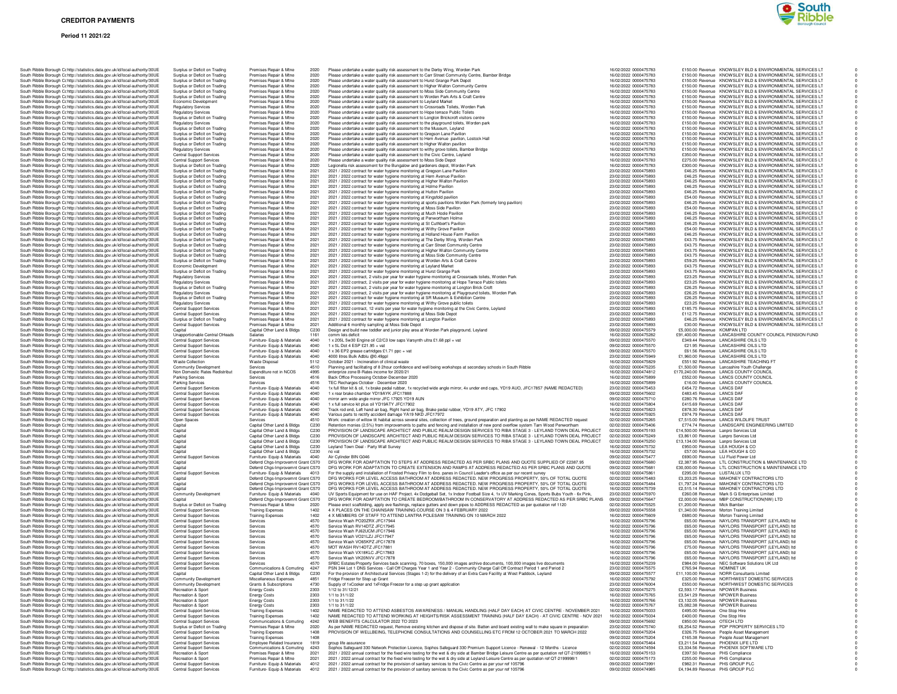# CREDITOR PAYMENTS

**Period 11 2021/22**

| | | | | | | | | | | | |
|---|---|---|---|---|---|---|---|---|---|---|---|
| South Ribble Borough C | http://statistics.data.gov.uk/id/local-authority/30UE | Surplus or Deficit on Trading | Premises Repair & Mtne | 2020 | Please undertake a water quality risk assessment to the Derby Wing, Worden Park | 16/02/2022 | 0000475783 | £150.00 | Revenue | KNOWSLEY BLD & ENVIRONMENTAL SERVICES LT | 0 |
| South Ribble Borough C | http://statistics.data.gov.uk/id/local-authority/30UE | Surplus or Deficit on Trading | Premises Repair & Mtne | 2020 | Please undertake a water quality risk assessment to Carr Street Community Centre, Bamber Bridge | 16/02/2022 | 0000475783 | £150.00 | Revenue | KNOWSLEY BLD & ENVIRONMENTAL SERVICES LT | 0 |
| South Ribble Borough C | http://statistics.data.gov.uk/id/local-authority/30UE | Surplus or Deficit on Trading | Premises Repair & Mtne | 2020 | Please undertake a water quality risk assessment to Hurst Grange Park Depot | 16/02/2022 | 0000475783 | £150.00 | Revenue | KNOWSLEY BLD & ENVIRONMENTAL SERVICES LT | 0 |
| South Ribble Borough C | http://statistics.data.gov.uk/id/local-authority/30UE | Surplus or Deficit on Trading | Premises Repair & Mtne | 2020 | Please undertake a water quality risk assessment to Higher Walton Community Centre | 16/02/2022 | 0000475783 | £150.00 | Revenue | KNOWSLEY BLD & ENVIRONMENTAL SERVICES LT | 0 |
| South Ribble Borough C | http://statistics.data.gov.uk/id/local-authority/30UE | Surplus or Deficit on Trading | Premises Repair & Mtne | 2020 | Please undertake a water quality risk assessment to Moss Side Community Centre | 16/02/2022 | 0000475783 | £150.00 | Revenue | KNOWSLEY BLD & ENVIRONMENTAL SERVICES LT | 0 |
| South Ribble Borough C | http://statistics.data.gov.uk/id/local-authority/30UE | Surplus or Deficit on Trading | Premises Repair & Mtne | 2020 | Please undertake a water quality risk assessment to Worden Park Arts & Craft Centre | 16/02/2022 | 0000475783 | £150.00 | Revenue | KNOWSLEY BLD & ENVIRONMENTAL SERVICES LT | 0 |
| South Ribble Borough C | http://statistics.data.gov.uk/id/local-authority/30UE | Economic Development | Premises Repair & Mtne | 2020 | Please undertake a water quality risk assessment to Leyland Market | 16/02/2022 | 0000475783 | £150.00 | Revenue | KNOWSLEY BLD & ENVIRONMENTAL SERVICES LT | 0 |
| South Ribble Borough C | http://statistics.data.gov.uk/id/local-authority/30UE | Regulatory Services | Premises Repair & Mtne | 2020 | Please undertake a water quality risk assessment to Crossroads Toilets, Worden Park | 16/02/2022 | 0000475783 | £150.00 | Revenue | KNOWSLEY BLD & ENVIRONMENTAL SERVICES LT | 0 |
| South Ribble Borough C | http://statistics.data.gov.uk/id/local-authority/30UE | Regulatory Services | Premises Repair & Mtne | 2020 | Please undertake a water quality risk assessment to Hope terrace Public Toilets | 16/02/2022 | 0000475783 | £150.00 | Revenue | KNOWSLEY BLD & ENVIRONMENTAL SERVICES LT | 0 |
| South Ribble Borough C | http://statistics.data.gov.uk/id/local-authority/30UE | Surplus or Deficit on Trading | Premises Repair & Mtne | 2020 | Please undertake a water quality risk assessment to Longton Brickcroft visitors centre | 16/02/2022 | 0000475783 | £150.00 | Revenue | KNOWSLEY BLD & ENVIRONMENTAL SERVICES LT | 0 |
| South Ribble Borough C | http://statistics.data.gov.uk/id/local-authority/30UE | Regulatory Services | Premises Repair & Mtne | 2020 | Please undertake a water quality risk assessment to the playground toilets, Worden park | 16/02/2022 | 0000475783 | £150.00 | Revenue | KNOWSLEY BLD & ENVIRONMENTAL SERVICES LT | 0 |
| South Ribble Borough C | http://statistics.data.gov.uk/id/local-authority/30UE | Surplus or Deficit on Trading | Premises Repair & Mtne | 2020 | Please undertake a water quality risk assessment to the Museum, Leyland | 16/02/2022 | 0000475783 | £150.00 | Revenue | KNOWSLEY BLD & ENVIRONMENTAL SERVICES LT | 0 |
| South Ribble Borough C | http://statistics.data.gov.uk/id/local-authority/30UE | Surplus or Deficit on Trading | Premises Repair & Mtne | 2020 | Please undertake a water quality risk assessment to Gregson Lane Pavilion | 16/02/2022 | 0000475783 | £150.00 | Revenue | KNOWSLEY BLD & ENVIRONMENTAL SERVICES LT | 0 |
| South Ribble Borough C | http://statistics.data.gov.uk/id/local-authority/30UE | Surplus or Deficit on Trading | Premises Repair & Mtne | 2020 | Please undertake a water quality risk assessment to Hern Avenue pavilion, Lostock Hall | 16/02/2022 | 0000475783 | £150.00 | Revenue | KNOWSLEY BLD & ENVIRONMENTAL SERVICES LT | 0 |
| South Ribble Borough C | http://statistics.data.gov.uk/id/local-authority/30UE | Surplus or Deficit on Trading | Premises Repair & Mtne | 2020 | Please undertake a water quality risk assessment to Higher Walton pavilion | 16/02/2022 | 0000475783 | £150.00 | Revenue | KNOWSLEY BLD & ENVIRONMENTAL SERVICES LT | 0 |
| South Ribble Borough C | http://statistics.data.gov.uk/id/local-authority/30UE | Regulatory Services | Premises Repair & Mtne | 2020 | Please undertake a water quality risk assessment to withy grove toilets, Bamber Bridge | 16/02/2022 | 0000475783 | £150.00 | Revenue | KNOWSLEY BLD & ENVIRONMENTAL SERVICES LT | 0 |
| South Ribble Borough C | http://statistics.data.gov.uk/id/local-authority/30UE | Central Support Services | Premises Repair & Mtne | 2020 | Please undertake a water quality risk assessment to the Civic Centre, Leyland | 16/02/2022 | 0000475783 | £350.00 | Revenue | KNOWSLEY BLD & ENVIRONMENTAL SERVICES LT | 0 |
| South Ribble Borough C | http://statistics.data.gov.uk/id/local-authority/30UE | Central Support Services | Premises Repair & Mtne | 2020 | Please undertake a water quality risk assessment to Moss Side Depot | 16/02/2022 | 0000475783 | £275.00 | Revenue | KNOWSLEY BLD & ENVIRONMENTAL SERVICES LT | 0 |
| South Ribble Borough C | http://statistics.data.gov.uk/id/local-authority/30UE | Surplus or Deficit on Trading | Premises Repair & Mtne | 2020 | Legionella risk assessment for the Bungalow and gardeners depot, Worden Park | 16/02/2022 | 0000475783 | £300.00 | Revenue | KNOWSLEY BLD & ENVIRONMENTAL SERVICES LT | 0 |
| South Ribble Borough C | http://statistics.data.gov.uk/id/local-authority/30UE | Surplus or Deficit on Trading | Premises Repair & Mtne | 2021 | 2021 / 2022 contract for water hygiene monitoring at Gregson Lane Pavilion | 23/02/2022 | 0000475893 | £46.25 | Revenue | KNOWSLEY BLD & ENVIRONMENTAL SERVICES LT | 0 |
| South Ribble Borough C | http://statistics.data.gov.uk/id/local-authority/30UE | Surplus or Deficit on Trading | Premises Repair & Mtne | 2021 | 2021 / 2022 contract for water hygiene monitoring at Hern Avenue Pavilion | 23/02/2022 | 0000475893 | £46.25 | Revenue | KNOWSLEY BLD & ENVIRONMENTAL SERVICES LT | 0 |
| South Ribble Borough C | http://statistics.data.gov.uk/id/local-authority/30UE | Surplus or Deficit on Trading | Premises Repair & Mtne | 2021 | 2021 / 2022 contract for water hygiene monitoring at Higher Walton Pavilion | 23/02/2022 | 0000475893 | £46.25 | Revenue | KNOWSLEY BLD & ENVIRONMENTAL SERVICES LT | 0 |
| South Ribble Borough C | http://statistics.data.gov.uk/id/local-authority/30UE | Surplus or Deficit on Trading | Premises Repair & Mtne | 2021 | 2021 / 2022 contract for water hygiene monitoring at Holme Pavilion | 23/02/2022 | 0000475893 | £46.25 | Revenue | KNOWSLEY BLD & ENVIRONMENTAL SERVICES LT | 0 |
| South Ribble Borough C | http://statistics.data.gov.uk/id/local-authority/30UE | Surplus or Deficit on Trading | Premises Repair & Mtne | 2021 | 2021 / 2022 contract for water hygiene monitoring at Hutton Pavilion | 23/02/2022 | 0000475893 | £46.25 | Revenue | KNOWSLEY BLD & ENVIRONMENTAL SERVICES LT | 0 |
| South Ribble Borough C | http://statistics.data.gov.uk/id/local-authority/30UE | Surplus or Deficit on Trading | Premises Repair & Mtne | 2021 | 2021 / 2022 contract for water hygiene monitoring at Kingsfold pavilion | 23/02/2022 | 0000475893 | £54.00 | Revenue | KNOWSLEY BLD & ENVIRONMENTAL SERVICES LT | 0 |
| South Ribble Borough C | http://statistics.data.gov.uk/id/local-authority/30UE | Surplus or Deficit on Trading | Premises Repair & Mtne | 2021 | 2021 / 2022 contract for water hygiene monitoring at sports pavilions Worden Park (formerly long pavilion) | 23/02/2022 | 0000475893 | £46.25 | Revenue | KNOWSLEY BLD & ENVIRONMENTAL SERVICES LT | 0 |
| South Ribble Borough C | http://statistics.data.gov.uk/id/local-authority/30UE | Surplus or Deficit on Trading | Premises Repair & Mtne | 2021 | 2021 / 2022 contract for water hygiene monitoring at Moss Side Pavilion | 23/02/2022 | 0000475893 | £54.00 | Revenue | KNOWSLEY BLD & ENVIRONMENTAL SERVICES LT | 0 |
| South Ribble Borough C | http://statistics.data.gov.uk/id/local-authority/30UE | Surplus or Deficit on Trading | Premises Repair & Mtne | 2021 | 2021 / 2022 contract for water hygiene monitoring at Much Hoole Pavilion | 23/02/2022 | 0000475893 | £46.25 | Revenue | KNOWSLEY BLD & ENVIRONMENTAL SERVICES LT | 0 |
| South Ribble Borough C | http://statistics.data.gov.uk/id/local-authority/30UE | Surplus or Deficit on Trading | Premises Repair & Mtne | 2021 | 2021 / 2022 contract for water hygiene monitoring at Penwortham Holme | 23/02/2022 | 0000475893 | £46.25 | Revenue | KNOWSLEY BLD & ENVIRONMENTAL SERVICES LT | 0 |
| South Ribble Borough C | http://statistics.data.gov.uk/id/local-authority/30UE | Surplus or Deficit on Trading | Premises Repair & Mtne | 2021 | 2021 / 2022 contract for water hygiene monitoring at St Cuthbert's Pavilion | 23/02/2022 | 0000475893 | £46.25 | Revenue | KNOWSLEY BLD & ENVIRONMENTAL SERVICES LT | 0 |
| South Ribble Borough C | http://statistics.data.gov.uk/id/local-authority/30UE | Surplus or Deficit on Trading | Premises Repair & Mtne | 2021 | 2021 / 2022 contract for water hygiene monitoring at Withy Grove Pavilion | 23/02/2022 | 0000475893 | £54.00 | Revenue | KNOWSLEY BLD & ENVIRONMENTAL SERVICES LT | 0 |
| South Ribble Borough C | http://statistics.data.gov.uk/id/local-authority/30UE | Surplus or Deficit on Trading | Premises Repair & Mtne | 2021 | 2021 / 2022 contract for water hygiene monitoring at Holland House Farm Pavilion | 23/02/2022 | 0000475893 | £46.25 | Revenue | KNOWSLEY BLD & ENVIRONMENTAL SERVICES LT | 0 |
| South Ribble Borough C | http://statistics.data.gov.uk/id/local-authority/30UE | Surplus or Deficit on Trading | Premises Repair & Mtne | 2021 | 2021 / 2022 contract for water hygiene monitoring at The Derby Wing, Worden Park | 23/02/2022 | 0000475893 | £43.75 | Revenue | KNOWSLEY BLD & ENVIRONMENTAL SERVICES LT | 0 |
| South Ribble Borough C | http://statistics.data.gov.uk/id/local-authority/30UE | Surplus or Deficit on Trading | Premises Repair & Mtne | 2021 | 2021 / 2022 contract for water hygiene monitoring at Carr Street Community Centre | 23/02/2022 | 0000475893 | £43.75 | Revenue | KNOWSLEY BLD & ENVIRONMENTAL SERVICES LT | 0 |
| South Ribble Borough C | http://statistics.data.gov.uk/id/local-authority/30UE | Surplus or Deficit on Trading | Premises Repair & Mtne | 2021 | 2021 / 2022 contract for water hygiene monitoring at Higher Walton Community Centre | 23/02/2022 | 0000475893 | £43.75 | Revenue | KNOWSLEY BLD & ENVIRONMENTAL SERVICES LT | 0 |
| South Ribble Borough C | http://statistics.data.gov.uk/id/local-authority/30UE | Surplus or Deficit on Trading | Premises Repair & Mtne | 2021 | 2021 / 2022 contract for water hygiene monitoring at Moss Side Community Centre | 23/02/2022 | 0000475893 | £43.75 | Revenue | KNOWSLEY BLD & ENVIRONMENTAL SERVICES LT | 0 |
| South Ribble Borough C | http://statistics.data.gov.uk/id/local-authority/30UE | Surplus or Deficit on Trading | Premises Repair & Mtne | 2021 | 2021 / 2022 contract for water hygiene monitoring at Worden Arts & Craft Centre | 23/02/2022 | 0000475893 | £59.25 | Revenue | KNOWSLEY BLD & ENVIRONMENTAL SERVICES LT | 0 |
| South Ribble Borough C | http://statistics.data.gov.uk/id/local-authority/30UE | Economic Development | Premises Repair & Mtne | 2021 | 2021 / 2022 contract for water hygiene monitoring at Leyland Market | 23/02/2022 | 0000475893 | £43.75 | Revenue | KNOWSLEY BLD & ENVIRONMENTAL SERVICES LT | 0 |
| South Ribble Borough C | http://statistics.data.gov.uk/id/local-authority/30UE | Surplus or Deficit on Trading | Premises Repair & Mtne | 2021 | 2021 / 2022 contract for water hygiene monitoring at Hurst Grange Park | 23/02/2022 | 0000475893 | £43.75 | Revenue | KNOWSLEY BLD & ENVIRONMENTAL SERVICES LT | 0 |
| South Ribble Borough C | http://statistics.data.gov.uk/id/local-authority/30UE | Regulatory Services | Premises Repair & Mtne | 2021 | 2021 / 2022 contract, 2 visits per year for water hygiene monitoring at Crossroads toilets, Worden Park | 23/02/2022 | 0000475893 | £23.25 | Revenue | KNOWSLEY BLD & ENVIRONMENTAL SERVICES LT | 0 |
| South Ribble Borough C | http://statistics.data.gov.uk/id/local-authority/30UE | Regulatory Services | Premises Repair & Mtne | 2021 | 2021 / 2022 contract, 2 visits per year for water hygiene monitoring at Hope Terrace Public toilets | 23/02/2022 | 0000475893 | £23.25 | Revenue | KNOWSLEY BLD & ENVIRONMENTAL SERVICES LT | 0 |
| South Ribble Borough C | http://statistics.data.gov.uk/id/local-authority/30UE | Surplus or Deficit on Trading | Premises Repair & Mtne | 2021 | 2021 / 2022 contract, 2 visits per year for water hygiene monitoring at Longton Brick Croft | 23/02/2022 | 0000475893 | £26.25 | Revenue | KNOWSLEY BLD & ENVIRONMENTAL SERVICES LT | 0 |
| South Ribble Borough C | http://statistics.data.gov.uk/id/local-authority/30UE | Regulatory Services | Premises Repair & Mtne | 2021 | 2021 / 2022 contract, 2 visits per year for water hygiene monitoring at Playground toilets, Worden Park | 23/02/2022 | 0000475893 | £26.25 | Revenue | KNOWSLEY BLD & ENVIRONMENTAL SERVICES LT | 0 |
| South Ribble Borough C | http://statistics.data.gov.uk/id/local-authority/30UE | Surplus or Deficit on Trading | Premises Repair & Mtne | 2021 | 2021 / 2022 contract for water hygiene monitoring at SR Museum & Exhibition Centre | 23/02/2022 | 0000475893 | £26.25 | Revenue | KNOWSLEY BLD & ENVIRONMENTAL SERVICES LT | 0 |
| South Ribble Borough C | http://statistics.data.gov.uk/id/local-authority/30UE | Regulatory Services | Premises Repair & Mtne | 2021 | 2021 / 2022 contract for water hygiene monitoring at Withy Grove public toilets | 23/02/2022 | 0000475893 | £23.25 | Revenue | KNOWSLEY BLD & ENVIRONMENTAL SERVICES LT | 0 |
| South Ribble Borough C | http://statistics.data.gov.uk/id/local-authority/30UE | Central Support Services | Premises Repair & Mtne | 2021 | 2021 / 2022 contract, 12 visits per year for water hygiene monitoring at the Civic Centre, Leyland | 23/02/2022 | 0000475893 | £185.75 | Revenue | KNOWSLEY BLD & ENVIRONMENTAL SERVICES LT | 0 |
| South Ribble Borough C | http://statistics.data.gov.uk/id/local-authority/30UE | Central Support Services | Premises Repair & Mtne | 2021 | 2021 / 2022 contract for water hygiene monitoring at Moss Side Depot | 23/02/2022 | 0000475893 | £112.75 | Revenue | KNOWSLEY BLD & ENVIRONMENTAL SERVICES LT | 0 |
| South Ribble Borough C | http://statistics.data.gov.uk/id/local-authority/30UE | Surplus or Deficit on Trading | Premises Repair & Mtne | 2021 | 2021 / 2022 contract for water hygiene monitoring at Longton Pavilion | 23/02/2022 | 0000475893 | £46.25 | Revenue | KNOWSLEY BLD & ENVIRONMENTAL SERVICES LT | 0 |
| South Ribble Borough C | http://statistics.data.gov.uk/id/local-authority/30UE | Central Support Services | Premises Repair & Mtne | 2021 | Additional 6 monthly sampling at Moss Side Depot | 23/02/2022 | 0000475893 | £30.00 | Revenue | KNOWSLEY BLD & ENVIRONMENTAL SERVICES LT | 0 |
| South Ribble Borough C | http://statistics.data.gov.uk/id/local-authority/30UE | Capital | Capital Other Land & Bldgs | C230 | Design and build new toddler and junior play area at Worden Park playground, Leyland | 09/02/2022 | 0000475579 | £5,000.00 | Revenue | KOMPAN LTD | 0 |
| South Ribble Borough C | http://statistics.data.gov.uk/id/local-authority/30UE | Unapportionable Central OHeads | Salaries | 1161 | comm lels deficit | 16/02/2022 | 0000475282 | £91,400.00 | Revenue | LANCASHIRE COUNTY COUNCIL PENSION FUND | 0 |
| South Ribble Borough C | http://statistics.data.gov.uk/id/local-authority/30UE | Central Support Services | Furniture- Equip & Materials | 4040 | 1 x 205L 5w30 Engine oil C2/C3 low saps Varsynth ultra £1.68 ppl + vat | 09/02/2022 | 0000475570 | £349.44 | Revenue | LANCASHIRE OILS LTD | 0 |
| South Ribble Borough C | http://statistics.data.gov.uk/id/local-authority/30UE | Central Support Services | Furniture- Equip & Materials | 4040 | 1 x 5L Dot 4 ESP £21.95 + vat | 09/02/2022 | 0000475570 | £21.95 | Revenue | LANCASHIRE OILS LTD | 0 |
| South Ribble Borough C | http://statistics.data.gov.uk/id/local-authority/30UE | Central Support Services | Furniture- Equip & Materials | 4040 | 1 x 36 EP2 grease cartridges £1.71 ppc + vat | 09/02/2022 | 0000475570 | £61.56 | Revenue | LANCASHIRE OILS LTD | 0 |
| South Ribble Borough C | http://statistics.data.gov.uk/id/local-authority/30UE | Central Support Services | Furniture- Equip & Materials | 4040 | 4000 litres Bulk Adblu @0.49ppl | 23/02/2022 | 0000475949 | £1,960.00 | Revenue | LANCASHIRE OILS LTD | 0 |
| South Ribble Borough C | http://statistics.data.gov.uk/id/local-authority/30UE | Waste Collection | Waste Disposal | 5112 | October 2021 - Incineration of clinical waste | 16/02/2022 | 0000475829 | £551.92 | Revenue | LANCASHIRE TEACHING FT | 0 |
| South Ribble Borough C | http://statistics.data.gov.uk/id/local-authority/30UE | Community Development | Services | 4510 | Planning and facilitating of 8 2hour confidence and well being workshops at secondary schools in South Ribble | 02/02/2022 | 0000475235 | £1,500.00 | Revenue | Lancashire Youth Challenge | 0 |
| South Ribble Borough C | http://statistics.data.gov.uk/id/local-authority/30UE | Non Domestic Rates Redistribut | Expenditure not in NCOS | 4995 | enterprize zone B-Rates income for 2020/21 | 16/02/2022 | 0000474812 | £170,240.00 | Revenue | LANCS COUNTY COUNCIL | 0 |
| South Ribble Borough C | http://statistics.data.gov.uk/id/local-authority/30UE | Parking Services | Services | 4516 | Back Office Processing October-December 2020 | 16/02/2022 | 0000475899 | £552.00 | Revenue | LANCS COUNTY COUNCIL | 0 |
| South Ribble Borough C | http://statistics.data.gov.uk/id/local-authority/30UE | Parking Services | Services | 4516 | TEC Recharges October - December 2020 | 16/02/2022 | 0000475899 | £16.00 | Revenue | LANCS COUNTY COUNCIL | 0 |
| South Ribble Borough C | http://statistics.data.gov.uk/id/local-authority/30UE | Central Support Services | Furniture- Equip & Materials | 4040 | 1x full filter kit & oil, 1x brake pedal rubber, 1x recycled wide angle mirror, 4x under end caps, YD19 AUO, JFC17857 (NAME REDACTED) | 23/02/2022 | 0000475453 | £454.72 | Revenue | LANCS DAF | 0 |
| South Ribble Borough C | http://statistics.data.gov.uk/id/local-authority/30UE | Central Support Services | Furniture- Equip & Materials | 4040 | 1 x rear brake chamber YD19AYK JFC17888 | 09/02/2022 | 0000475602 | £483.45 | Revenue | LANCS DAF | 0 |
| South Ribble Borough C | http://statistics.data.gov.uk/id/local-authority/30UE | Central Support Services | Furniture- Equip & Materials | 4040 | mirror arm wide angle mirror JFC 17925 YD19 AUN | 09/02/2022 | 0000475710 | £280.76 | Revenue | LANCS DAF | 0 |
| South Ribble Borough C | http://statistics.data.gov.uk/id/local-authority/30UE | Central Support Services | Furniture- Equip & Materials | 4040 | 1 x full service kit plus oil YD19ATY JFC17902 | 16/02/2022 | 0000475804 | £415.69 | Revenue | LANCS DAF | 0 |
| South Ribble Borough C | http://statistics.data.gov.uk/id/local-authority/30UE | Central Support Services | Furniture- Equip & Materials | 4040 | Track rod end, Left hand air bag, Right hand air bag, Brake pedal rubber, YD19 ATY, JFC 17902 | 16/02/2022 | 0000475823 | £878.30 | Revenue | LANCS DAF | 0 |
| South Ribble Borough C | http://statistics.data.gov.uk/id/local-authority/30UE | Central Support Services | Furniture- Equip & Materials | 4040 | Various parts to rectify accident damage YA19 NKD JFC17972 | 16/02/2022 | 0000475925 | £974.79 | Revenue | LANCS DAF | 0 |
| South Ribble Borough C | http://statistics.data.gov.uk/id/local-authority/30UE | Open Spaces | Services | 4510 | Work: creation of willow tit habitat across several sites, collection of trees, ground preparation and planting as per NAME REDACTED request | 02/02/2022 | 0000475265 | £7,515.00 | Revenue | LANCS WILDLIFE TRUST | 0 |
| South Ribble Borough C | http://statistics.data.gov.uk/id/local-authority/30UE | Capital | Capital Other Land & Bldgs | C230 | Retention monies (2.5%) from improvements to paths and fencing and installation of new pond overflow system Tarn Wood Penwortham | 02/02/2022 | 0000475406 | £774.74 | Revenue | LANDSCAPE ENGINEERING LIMITED | 0 |
| South Ribble Borough C | http://statistics.data.gov.uk/id/local-authority/30UE | Capital | Capital Other Land & Bldgs | C230 | PROVISION OF LANDSCAPE ARCHITECT AND PUBLIC REALM DESIGN SERVICES TO RIBA STAGE 3 - LEYLAND TOWN DEAL PROJECT | 02/02/2022 | 0000475193 | £14,500.00 | Revenue | Lanpro Services Ltd | 0 |
| South Ribble Borough C | http://statistics.data.gov.uk/id/local-authority/30UE | Capital | Capital Other Land & Bldgs | C230 | PROVISION OF LANDSCAPE ARCHITECT AND PUBLIC REALM DESIGN SERVICES TO RIBA STAGE 3 - LEYLAND TOWN DEAL PROJECT | 02/02/2022 | 0000475249 | £3,861.00 | Revenue | Lanpro Services Ltd | 0 |
| South Ribble Borough C | http://statistics.data.gov.uk/id/local-authority/30UE | Capital | Capital Other Land & Bldgs | C230 | PROVISION OF LANDSCAPE ARCHITECT AND PUBLIC REALM DESIGN SERVICES TO RIBA STAGE 3 - LEYLAND TOWN DEAL PROJECT | 02/02/2022 | 0000475250 | £13,134.00 | Revenue | Lanpro Services Ltd | 0 |
| South Ribble Borough C | http://statistics.data.gov.uk/id/local-authority/30UE | Capital | Capital Other Land & Bldgs | C230 | Leyland Town Deal - Party Wall Survey | 16/02/2022 | 0000475732 | £950.00 | Revenue | LEA HOUGH & CO | 0 |
| South Ribble Borough C | http://statistics.data.gov.uk/id/local-authority/30UE | Capital | Capital Other Land & Bldgs | C230 | no vat | 16/02/2022 | 0000475732 | £57.00 | Revenue | LEA HOUGH & CO | 0 |
| South Ribble Borough C | http://statistics.data.gov.uk/id/local-authority/30UE | Central Support Services | Furniture- Equip & Materials | 4040 | Air Cylinder BIN G046 | 09/02/2022 | 0000475477 | £690.00 | Revenue | LIJ Fluid Power Ltd | 0 |
| South Ribble Borough C | http://statistics.data.gov.uk/id/local-authority/30UE | Capital | Deferd Chgs-Improvement Grant | C570 | DFG WORK FOR ADAPTATION TO STEPS AT ADDRESS REDACTED AS PER SRBC PLANS AND QUOTE SUPPLIED OF £2387.95 | 09/02/2022 | 0000475680 | £2,387.95 | Revenue | LTL CONSTRUCTION & MAINTENANCE LTD | 0 |
| South Ribble Borough C | http://statistics.data.gov.uk/id/local-authority/30UE | Capital | Deferd Chgs-Improvement Grant | C570 | DFG WORK FOR ADAPTATION TO CREATE EXTENSION AND RAMPS AT ADDRESS REDACTED AS PER SRBC PLANS AND QUOTE | 09/02/2022 | 0000475681 | £30,000.00 | Revenue | LTL CONSTRUCTION & MAINTENANCE LTD | 0 |
| South Ribble Borough C | http://statistics.data.gov.uk/id/local-authority/30UE | Central Support Services | Furniture- Equip & Materials | 4013 | For the supply and installation of Frosted Privacy Film to 6no. panes in Council Leader's office as per our recent survey | 16/02/2022 | 0000475861 | £295.00 | Revenue | LUSTALUX LTD | 0 |
| South Ribble Borough C | http://statistics.data.gov.uk/id/local-authority/30UE | Capital | Deferd Chgs-Improvement Grant | C570 | DFG WORKS FOR LEVEL ACCESS BATHROOM AT ADDRESS REDACTED. NEW PROGRESS PROPERTY, 50% OF TOTAL QUOTE | 02/02/2022 | 0000475483 | £3,203.25 | Revenue | MAHONEY CONTRACTORS LTD | 0 |
| South Ribble Borough C | http://statistics.data.gov.uk/id/local-authority/30UE | Capital | Deferd Chgs-Improvement Grant | C570 | DFG WORKS FOR LEVEL ACCESS BATHROOM AT ADDRESS REDACTED. NEW PROGRESS PROPERTY, 50% OF TOTAL QUOTE | 02/02/2022 | 0000475484 | £1,797.24 | Revenue | MAHONEY CONTRACTORS LTD | 0 |
| South Ribble Borough C | http://statistics.data.gov.uk/id/local-authority/30UE | Capital | Deferd Chgs-Improvement Grant | C570 | DFG WORKS FOR LEVEL ACCESS BATHROOM AT ADDRESS REDACTED. NEW PROGRESS PROPERTY, 50% OF TOTAL QUOTE | 16/02/2022 | 0000475739 | £2,515.14 | Revenue | MAHONEY CONTRACTORS LTD | 0 |
| South Ribble Borough C | http://statistics.data.gov.uk/id/local-authority/30UE | Community Development | Furniture- Equip & Materials | 4040 | UV Sports Equipment for use on HAF Project. 4x Dodgeball Set, 1x Indoor Football Size 4, 1x UV Marking Cones, Sports Bibs Youth - 6x Pink, | 23/02/2022 | 0000475970 | £260.08 | Revenue | Mark S G Enterprises Limited | 0 |
| South Ribble Borough C | http://statistics.data.gov.uk/id/local-authority/30UE | Capital | Deferd Chgs-Improvement Grant | C570 | DFG WORK FOR ADAPTATION TO CREATE BEDROOM/BATHROOM IN CONSERVATORY AT ADDRESS REDACTED AS PER SRBC PLANS | 09/02/2022 | 0000475647 | £2,000.00 | Revenue | MBP CONSTRUCTION(NW) LTD | 0 |
| South Ribble Borough C | http://statistics.data.gov.uk/id/local-authority/30UE | Surplus or Deficit on Trading | Premises Repair & Mtne | 2020 | Please erect scaffolding, apply eve flashings, replace gutters and down pipes to ADDRESS REDACTED as per quotation ref 1120 | 02/02/2022 | 0000475525 | £1,200.00 | Revenue | Mick Bamber | 0 |
| South Ribble Borough C | http://statistics.data.gov.uk/id/local-authority/30UE | Central Support Services | Training Expenses | 1402 | 4 X PLACES ON THE CHAINSAW TRAINING COURSE ON 3 & 4 FEBRUARY 2022 | 09/02/2022 | 0000475558 | £1,340.00 | Revenue | Morton Training Limited | 0 |
| South Ribble Borough C | http://statistics.data.gov.uk/id/local-authority/30UE | Central Support Services | Training Expenses | 1402 | 4 X MEMBERS OF STAFF TO ATTEND LANTRA POLESAW TRAINING ON 10 MARCH 2022 | 16/02/2022 | 0000475609 | £680.00 | Revenue | Morton Training Limited | 0 |
| South Ribble Borough C | http://statistics.data.gov.uk/id/local-authority/30UE | Central Support Services | Services | 4570 | Service Wash PO20ZRX JFC17944 | 16/02/2022 | 0000475796 | £65.00 | Revenue | NAYLORS TRANSPORT (LEYLAND) ltd | 0 |
| South Ribble Borough C | http://statistics.data.gov.uk/id/local-authority/30UE | Central Support Services | Services | 4570 | Service Wash RV14DTZ JFC17945 | 16/02/2022 | 0000475796 | £65.00 | Revenue | NAYLORS TRANSPORT (LEYLAND) ltd | 0 |
| South Ribble Borough C | http://statistics.data.gov.uk/id/local-authority/30UE | Central Support Services | Services | 4570 | Service Wash PJ62UCM JFC17946 | 16/02/2022 | 0000475796 | £65.00 | Revenue | NAYLORS TRANSPORT (LEYLAND) ltd | 0 |
| South Ribble Borough C | http://statistics.data.gov.uk/id/local-authority/30UE | Central Support Services | Services | 4570 | Service Wash VO21LZJ JFC17947 | 16/02/2022 | 0000475796 | £65.00 | Revenue | NAYLORS TRANSPORT (LEYLAND) ltd | 0 |
| South Ribble Borough C | http://statistics.data.gov.uk/id/local-authority/30UE | Central Support Services | Services | 4570 | Service Wash VO65KPZ JFC17878 | 16/02/2022 | 0000475796 | £65.00 | Revenue | NAYLORS TRANSPORT (LEYLAND) ltd | 0 |
| South Ribble Borough C | http://statistics.data.gov.uk/id/local-authority/30UE | Central Support Services | Services | 4570 | MOT WASH RV14DTZ JFC17881 | 16/02/2022 | 0000475796 | £75.00 | Revenue | NAYLORS TRANSPORT (LEYLAND) ltd | 0 |
| South Ribble Borough C | http://statistics.data.gov.uk/id/local-authority/30UE | Central Support Services | Services | 4570 | Service Wash VX18KLC JFC17863 | 16/02/2022 | 0000475796 | £65.00 | Revenue | NAYLORS TRANSPORT (LEYLAND) ltd | 0 |
| South Ribble Borough C | http://statistics.data.gov.uk/id/local-authority/30UE | Central Support Services | Services | 4570 | Service Wash VK20NVV JFC17878 | 16/02/2022 | 0000475796 | £65.00 | Revenue | NAYLORS TRANSPORT (LEYLAND) ltd | 0 |
| South Ribble Borough C | http://statistics.data.gov.uk/id/local-authority/30UE | Central Support Services | Services | 4570 | SRBC Estates/Property Services back scanning. 70 boxes, 150,000 images archive documents, 100,000 images live documents | 16/02/2022 | 0000475239 | £984.00 | Revenue | NEC Software Solutions UK Ltd | 0 |
| South Ribble Borough C | http://statistics.data.gov.uk/id/local-authority/30UE | Central Support Services | Communications & Computing | 4247 | PSN 344 Lot 1 DNS Services - Call Off Charges Year 1 and Year 2 - Community Charge Call Off Contract Period 1 and Period 2 | 23/02/2022 | 0000475575 | £765.94 | Revenue | NOMINET UK | 0 |
| South Ribble Borough C | http://statistics.data.gov.uk/id/local-authority/30UE | Capital | Capital Other Land & Bldgs | C230 | For the provision of Architectural Services (Stages 1-2) for the delivery of an Extra Care Facility at West Paddock, Leyland | 09/02/2022 | 0000475577 | £11,100.00 | Revenue | NORR Consultants Limited | 0 |
| South Ribble Borough C | http://statistics.data.gov.uk/id/local-authority/30UE | Community Development | Miscellaneous Expenses | 4851 | Fridge Freezer for Step up Grant | 16/02/2022 | 0000475792 | £325.00 | Revenue | NORTHWEST DOMESTIC SERVICES | 0 |
| South Ribble Borough C | http://statistics.data.gov.uk/id/local-authority/30UE | Community Development | Grants & Subscriptions | 4730 | Supply of 1xCooker and 1xFridge Freezer for a step up grant application | 23/02/2022 | 0000476004 | £550.00 | Revenue | NORTHWEST DOMESTIC SERVICES | 0 |
| South Ribble Borough C | http://statistics.data.gov.uk/id/local-authority/30UE | Recreation & Sport | Energy Costs | 2303 | 1/12 to 31/12/21 | 02/02/2022 | 0000475275 | £2,593.17 | Revenue | NPOWER Business | 0 |
| South Ribble Borough C | http://statistics.data.gov.uk/id/local-authority/30UE | Recreation & Sport | Energy Costs | 2303 | 1/1 to 31/1/22 | 16/02/2022 | 0000475765 | £3,541.29 | Revenue | NPOWER Business | 0 |
| South Ribble Borough C | http://statistics.data.gov.uk/id/local-authority/30UE | Recreation & Sport | Energy Costs | 2303 | 1/1 to 31/1/22 | 16/02/2022 | 0000475766 | £3,132.05 | Revenue | NPOWER Business | 0 |
| South Ribble Borough C | http://statistics.data.gov.uk/id/local-authority/30UE | Recreation & Sport | Energy Costs | 2303 | 1/1 to 31/1/22 | 16/02/2022 | 0000475767 | £5,082.38 | Revenue | NPOWER Business | 0 |
| South Ribble Borough C | http://statistics.data.gov.uk/id/local-authority/30UE | Central Support Services | Training Expenses | 1402 | NAME REDACTED TO ATTEND ASBESTOS AWARENESS / MANUAL HANDLING (HALF DAY EACH) AT CIVIC CENTRE - NOVEMBER 2021 | 16/02/2022 | 0000475033 | £495.00 | Revenue | One Stop Hire | 0 |
| South Ribble Borough C | http://statistics.data.gov.uk/id/local-authority/30UE | Central Support Services | Training Expenses | 1402 | NAME REDACTED TO ATTEND WORKING AT HEIGHTS/RISK ASSESSMENT TRAINING (HALF DAY EACH) - AT CIVIC CENTRE - NOV 2021 | 16/02/2022 | 0000475034 | £400.00 | Revenue | One Stop Hire | 0 |
| South Ribble Borough C | http://statistics.data.gov.uk/id/local-authority/30UE | Central Support Services | Communications & Computing | 4242 | WEB BENEFITS CALCULATOR 2022 TO 2023 | 09/02/2022 | 0000475692 | £850.00 | Revenue | OTECH LTD | 0 |
| South Ribble Borough C | http://statistics.data.gov.uk/id/local-authority/30UE | Surplus or Deficit on Trading | Premises Repair & Mtne | 2020 | As per NAME REDACTED request, Remove existing kitchen and dispose of site. Batten and board existing wall to make square in preparation | 16/02/2022 | 0000475740 | £6,254.52 | Revenue | PDP PROPERTY SERVICES LTD | 0 |
| South Ribble Borough C | http://statistics.data.gov.uk/id/local-authority/30UE | Central Support Services | Training Expenses | 1408 | PROVISION OF WELLBEING, TELEPHONE CONSULTATIONS AND COUNSELLING ETC FROM 12 OCTOBER 2021 TO MARCH 2022 | 09/02/2022 | 0000475204 | £326.75 | Revenue | People Asset Management | 0 |
| South Ribble Borough C | http://statistics.data.gov.uk/id/local-authority/30UE | Central Support Services | Training Expenses | 1408 | | 09/02/2022 | 0000475204 | £165.38 | Revenue | People Asset Management | 0 |
| South Ribble Borough C | http://statistics.data.gov.uk/id/local-authority/30UE | Central Support Services | Employee Related Insurance | 1819 | group life assurance | 16/02/2022 | 0000475464 | £3,211.54 | Revenue | PHOENIX LIFE LTD | 0 |
| South Ribble Borough C | http://statistics.data.gov.uk/id/local-authority/30UE | Central Support Services | Communications & Computing | 4243 | Sophos Safeguard 330 Network Protection Licence, Sophos Safeguard 330 Premium Support Licence - Renewal - 12 Months - Licence | 02/02/2022 | 0000474594 | £3,334.56 | Revenue | PHOENIX SOFTWARE LTD | 0 |
| South Ribble Borough C | http://statistics.data.gov.uk/id/local-authority/30UE | Recreation & Sport | Premises Repair & Mtne | 2021 | 2021 / 2022 annual contract for the fixed wire testing for the wet & dry side at Bamber Bridge Leisure Centre as per quotation ref QT-2199985/1 | 16/02/2022 | 0000475153 | £397.50 | Revenue | PHS Compliance | 0 |
| South Ribble Borough C | http://statistics.data.gov.uk/id/local-authority/30UE | Recreation & Sport | Premises Repair & Mtne | 2021 | 2021 / 2022 annual contract for the fixed wire testing for the wet & dry side at Leyland Leisure Centre as per quotation ref QT-2199998/1 | 02/02/2022 | 0000475173 | £255.00 | Revenue | PHS Compliance | 0 |
| South Ribble Borough C | http://statistics.data.gov.uk/id/local-authority/30UE | Central Support Services | Furniture- Equip & Materials | 4012 | 2021 / 2022 annual contract for the provision of sanitary services to the Civic Centre as per your ref 105796 | 09/02/2022 | 0000473991 | £982.31 | Revenue | PHS GROUP PLC | 0 |
| South Ribble Borough C | http://statistics.data.gov.uk/id/local-authority/30UE | Central Support Services | Furniture- Equip & Materials | 4012 | 2021 / 2022 annual contract for the provision of sanitary services to the Civic Centre as per your ref 105796 | 09/02/2022 | 0000474985 | £4,194.89 | Revenue | PHS GROUP PLC | 0 |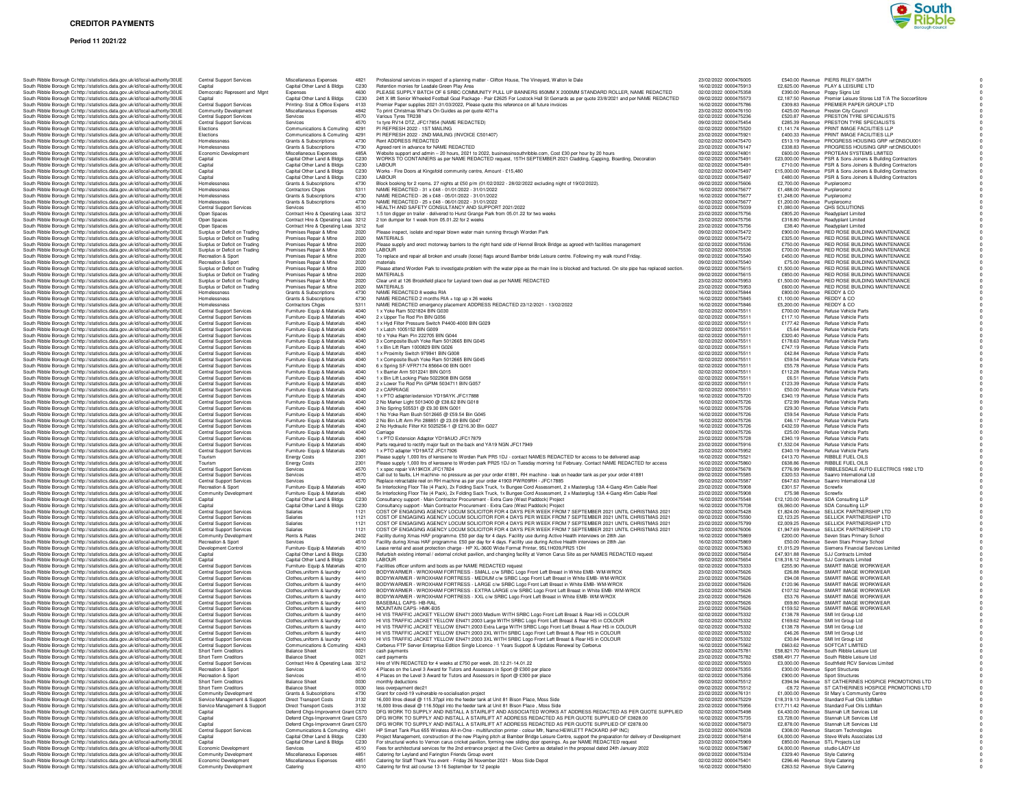# CREDITOR PAYMENTS

**Period 11 2021/22**

| | | | | | | | | | | | |
|---|---|---|---|---|---|---|---|---|---|---|---|
| South Ribble Borough Council | http://statistics.data.gov.uk/id/local-authority/30UE | Central Support Services | Miscellaneous Expenses | 4821 | Professional services in respect of a planning matter - Clifton House, The Vineyard, Walton le Dale | 23/02/2022 | 0000476005 | £540.00 | Revenue | PIERS RILEY-SMITH | 0 |
| South Ribble Borough Council | http://statistics.data.gov.uk/id/local-authority/30UE | Capital | Capital Other Land & Bldgs | C230 | Retention monies for Leadale Green Play Area | 16/02/2022 | 0000475913 | £2,625.00 | Revenue | PLAY & LEISURE LTD | 0 |
| South Ribble Borough Council | http://statistics.data.gov.uk/id/local-authority/30UE | Democratic Represent and Mgnt | Expenses | 4630 | PLEASE SUPPLY BATCH OF 6 SRBC COMMUNITY PULL UP BANNERS 850MM X 2000MM STANDARD ROLLER, NAME REDACTED | 02/02/2022 | 0000475358 | £390.00 | Revenue | Poppy Signs Ltd | 0 |
| South Ribble Borough Council | http://statistics.data.gov.uk/id/local-authority/30UE | Capital | Capital Other Land & Bldgs | C230 | 24ft X 8ft Senior Wheeled Football Goal Package - Pair £2625 For Lostock Hall St Gerrards as per quote 23/8/2021 and per NAME REDACTED | 09/02/2022 | 0000475573 | £2,187.50 | Revenue | Premier Leisure Stores Ltd T/A The SoccerStore | 0 |
| South Ribble Borough Council | http://statistics.data.gov.uk/id/local-authority/30UE | Central Support Services | Printing- Stat & Office Expns | 4133 | Premier Paper supplies 2021-31/03/2022, Please quote this reference on all future invoices | 16/02/2022 | 0000475786 | £309.83 | Revenue | PREMIER PAPER GROUP LTD | 0 |
| South Ribble Borough Council | http://statistics.data.gov.uk/id/local-authority/30UE | Community Development | Miscellaneous Expenses | 4842 | To print Christmas What's On Guides as per quote 4071a | 23/02/2022 | 0000476150 | £425.00 | Revenue | Preston City Council | 0 |
| South Ribble Borough Council | http://statistics.data.gov.uk/id/local-authority/30UE | Central Support Services | Services | 4570 | Various Tyres TR238 | 02/02/2022 | 0000475236 | £520.87 | Revenue | PRESTON TYRE SPECIALISTS | 0 |
| South Ribble Borough Council | http://statistics.data.gov.uk/id/local-authority/30UE | Central Support Services | Services | 4570 | 1x tyre RV14 DTZ, JFC17854 (NAME REDACTED) | 09/02/2022 | 0000475454 | £285.39 | Revenue | PRESTON TYRE SPECIALISTS | 0 |
| South Ribble Borough Council | http://statistics.data.gov.uk/id/local-authority/30UE | Elections | Communications & Comuting | 4291 | PI REFRESH 2022 - 1ST MAILING | 02/02/2022 | 0000475520 | £1,141.74 | Revenue | PRINT IMAGE FACILITIES LLP | 0 |
| South Ribble Borough Council | http://statistics.data.gov.uk/id/local-authority/30UE | Elections | Communications & Comuting | 4291 | PI REFRESH 2022 - 2ND MAILING (INVOICE C501407) | 23/02/2022 | 0000475921 | £400.33 | Revenue | PRINT IMAGE FACILITIES LLP | 0 |
| South Ribble Borough Council | http://statistics.data.gov.uk/id/local-authority/30UE | Homelessness | Grants & Subscriptions | 4730 | Rent ADDRESS REDACTED | 02/02/2022 | 0000475470 | £513.19 | Revenue | PROGRESS HOUSING GRP ref:DNSOU001 | 0 |
| South Ribble Borough Council | http://statistics.data.gov.uk/id/local-authority/30UE | Homelessness | Grants & Subscriptions | 4730 | Agreed rent in advance for NAME REDACTED | 23/02/2022 | 0000476147 | £338.83 | Revenue | PROGRESS HOUSING GRP ref:DNSOU001 | 0 |
| South Ribble Borough Council | http://statistics.data.gov.uk/id/local-authority/30UE | Economic Development | Miscellaneous Expenses | 485A | Website support and admin – 20 hours, 2021 to 2022, businessinsouthribble.com. Cost £30 per hour by 20 hours | 09/02/2022 | 0000474801 | £600.00 | Revenue | PROTEAN SYSTEMS LIMITED | 0 |
| South Ribble Borough Council | http://statistics.data.gov.uk/id/local-authority/30UE | Capital | Capital Other Land & Bldgs | C230 | WORKS TO CONTAINERS as per NAME REDACTED request, 15TH SEPTEMBER 2021 Cladding, Capping, Boarding, Decoration | 02/02/2022 | 0000475491 | £23,000.00 | Revenue | PSR & Sons Joiners & Building Contractors | 0 |
| South Ribble Borough Council | http://statistics.data.gov.uk/id/local-authority/30UE | Capital | Capital Other Land & Bldgs | C230 | LABOUR | 02/02/2022 | 0000475491 | £710.00 | Revenue | PSR & Sons Joiners & Building Contractors | 0 |
| South Ribble Borough Council | http://statistics.data.gov.uk/id/local-authority/30UE | Capital | Capital Other Land & Bldgs | C230 | Works - Fire Doors at Kingsfold community centre, Amount - £15,480 | 02/02/2022 | 0000475497 | £15,000.00 | Revenue | PSR & Sons Joiners & Building Contractors | 0 |
| South Ribble Borough Council | http://statistics.data.gov.uk/id/local-authority/30UE | Capital | Capital Other Land & Bldgs | C230 | LABOUR | 02/02/2022 | 0000475497 | £480.00 | Revenue | PSR & Sons Joiners & Building Contractors | 0 |
| South Ribble Borough Council | http://statistics.data.gov.uk/id/local-authority/30UE | Homelessness | Grants & Subscriptions | 4730 | Block booking for 2 rooms. 27 nights at £50 p/m (01/02/2022 - 28/02/2022 excluding night of 19/02/2022). | 09/02/2022 | 0000475606 | £2,700.00 | Revenue | Purpleroomz | 0 |
| South Ribble Borough Council | http://statistics.data.gov.uk/id/local-authority/30UE | Homelessness | Contractors Chges | 5311 | NAME REDACTED - 31 x £48 - 01/01/2022 - 31/01/2022 | 16/02/2022 | 0000475677 | £1,488.00 | Revenue | Purpleroomz | 0 |
| South Ribble Borough Council | http://statistics.data.gov.uk/id/local-authority/30UE | Homelessness | Grants & Subscriptions | 4730 | NAME REDACTED - 26 x £48 - 05/01/2022 - 31/01/2022 | 16/02/2022 | 0000475677 | £1,248.00 | Revenue | Purpleroomz | 0 |
| South Ribble Borough Council | http://statistics.data.gov.uk/id/local-authority/30UE | Homelessness | Grants & Subscriptions | 4730 | NAME REDACTED - 25 x £48 - 06/01/2022 - 31/01/2022 | 16/02/2022 | 0000475677 | £1,200.00 | Revenue | Purpleroomz | 0 |
| South Ribble Borough Council | http://statistics.data.gov.uk/id/local-authority/30UE | Central Support Services | Services | 4510 | HEALTH AND SAFETY CONSULTANCY AND SUPPORT 2021/2022 | 02/02/2022 | 0000475039 | £1,080.00 | Revenue | QHS SOLUTIONS | 0 |
| South Ribble Borough Council | http://statistics.data.gov.uk/id/local-authority/30UE | Open Spaces | Contract Hire & Operating Leas | 3212 | 1.5 ton digger on trailer - delivered to Hurst Grange Park from 05.01.22 for two weeks | 23/02/2022 | 0000475756 | £805.20 | Revenue | Readyplant Limited | 0 |
| South Ribble Borough Council | http://statistics.data.gov.uk/id/local-authority/30UE | Open Spaces | Contract Hire & Operating Leas | 3212 | 2 ton dumper for 1 week from 05.01.22 for 2 weeks | 23/02/2022 | 0000475756 | £318.80 | Revenue | Readyplant Limited | 0 |
| South Ribble Borough Council | http://statistics.data.gov.uk/id/local-authority/30UE | Open Spaces | Contract Hire & Operating Leas | 3212 | fuel | 23/02/2022 | 0000475756 | £38.40 | Revenue | Readyplant Limited | 0 |
| South Ribble Borough Council | http://statistics.data.gov.uk/id/local-authority/30UE | Surplus or Deficit on Trading | Premises Repair & Mtne | 2020 | Please inspect, isolate and repair blown water main running through Worden Park | 09/02/2022 | 0000475472 | £900.00 | Revenue | RED ROSE BUILDING MAINTENANCE | 0 |
| South Ribble Borough Council | http://statistics.data.gov.uk/id/local-authority/30UE | Surplus or Deficit on Trading | Premises Repair & Mtne | 2020 | MATERIALS | 09/02/2022 | 0000475472 | £325.00 | Revenue | RED ROSE BUILDING MAINTENANCE | 0 |
| South Ribble Borough Council | http://statistics.data.gov.uk/id/local-authority/30UE | Surplus or Deficit on Trading | Premises Repair & Mtne | 2020 | Please supply and erect motorway barriers to the right hand side of Hennel Brook Bridge as agreed with facilities management | 02/02/2022 | 0000475536 | £750.00 | Revenue | RED ROSE BUILDING MAINTENANCE | 0 |
| South Ribble Borough Council | http://statistics.data.gov.uk/id/local-authority/30UE | Surplus or Deficit on Trading | Premises Repair & Mtne | 2020 | LABOUR | 02/02/2022 | 0000475536 | £700.00 | Revenue | RED ROSE BUILDING MAINTENANCE | 0 |
| South Ribble Borough Council | http://statistics.data.gov.uk/id/local-authority/30UE | Recreation & Sport | Premises Repair & Mtne | 2020 | To replace and repair all broken and unsafe (loose) flags around Bamber bride Leisure centre. Following my walk round Friday. | 09/02/2022 | 0000475540 | £450.00 | Revenue | RED ROSE BUILDING MAINTENANCE | 0 |
| South Ribble Borough Council | http://statistics.data.gov.uk/id/local-authority/30UE | Recreation & Sport | Premises Repair & Mtne | 2020 | materials | 09/02/2022 | 0000475540 | £75.00 | Revenue | RED ROSE BUILDING MAINTENANCE | 0 |
| South Ribble Borough Council | http://statistics.data.gov.uk/id/local-authority/30UE | Surplus or Deficit on Trading | Premises Repair & Mtne | 2020 | Please attend Worden Park to investigate problem with the water pipe as the main line is blocked and fractured. On site pipe has replaced section. | 09/02/2022 | 0000475615 | £1,500.00 | Revenue | RED ROSE BUILDING MAINTENANCE | 0 |
| South Ribble Borough Council | http://statistics.data.gov.uk/id/local-authority/30UE | Surplus or Deficit on Trading | Premises Repair & Mtne | 2020 | MATERIALS | 09/02/2022 | 0000475615 | £850.00 | Revenue | RED ROSE BUILDING MAINTENANCE | 0 |
| South Ribble Borough Council | http://statistics.data.gov.uk/id/local-authority/30UE | Surplus or Deficit on Trading | Premises Repair & Mtne | 2020 | Clear unit at 126 Brookfield place for Leyland town deal as per NAME REDACTED | 23/02/2022 | 0000475953 | £1,500.00 | Revenue | RED ROSE BUILDING MAINTENANCE | 0 |
| South Ribble Borough Council | http://statistics.data.gov.uk/id/local-authority/30UE | Surplus or Deficit on Trading | Premises Repair & Mtne | 2020 | MATERIALS | 23/02/2022 | 0000475953 | £600.00 | Revenue | RED ROSE BUILDING MAINTENANCE | 0 |
| South Ribble Borough Council | http://statistics.data.gov.uk/id/local-authority/30UE | Homelessness | Grants & Subscriptions | 4730 | NAME REDACTED 8 weeks RIA | 16/02/2022 | 0000475844 | £800.00 | Revenue | REDDY & CO | 0 |
| South Ribble Borough Council | http://statistics.data.gov.uk/id/local-authority/30UE | Homelessness | Grants & Subscriptions | 4730 | NAME REDACTED 2 months RIA + top up x 26 weeks | 16/02/2022 | 0000475845 | £1,100.00 | Revenue | REDDY & CO | 0 |
| South Ribble Borough Council | http://statistics.data.gov.uk/id/local-authority/30UE | Homelessness | Contractors Chges | 5311 | NAME REDACTED emergency placement ADDRESS REDACTED 23/12/2021 - 13/02/2022 | 16/02/2022 | 0000475846 | £5,200.00 | Revenue | REDDY & CO | 0 |
| South Ribble Borough Council | http://statistics.data.gov.uk/id/local-authority/30UE | Central Support Services | Furniture- Equip & Materials | 4040 | 1 x Yoke Ram 5021824 BIN G030 | 02/02/2022 | 0000475511 | £700.00 | Revenue | Refuse Vehicle Parts | 0 |
| South Ribble Borough Council | http://statistics.data.gov.uk/id/local-authority/30UE | Central Support Services | Furniture- Equip & Materials | 4040 | 2 x Upper Tie Rod Pin BIN G056 | 02/02/2022 | 0000475511 | £117.10 | Revenue | Refuse Vehicle Parts | 0 |
| South Ribble Borough Council | http://statistics.data.gov.uk/id/local-authority/30UE | Central Support Services | Furniture- Equip & Materials | 4040 | 1 x Hyd Filter Pressure Switch P4400-4000 BIN G029 | 02/02/2022 | 0000475511 | £177.42 | Revenue | Refuse Vehicle Parts | 0 |
| South Ribble Borough Council | http://statistics.data.gov.uk/id/local-authority/30UE | Central Support Services | Furniture- Equip & Materials | 4040 | 1 x Latch 1005152 BIN G009 | 02/02/2022 | 0000475511 | £5.64 | Revenue | Refuse Vehicle Parts | 0 |
| South Ribble Borough Council | http://statistics.data.gov.uk/id/local-authority/30UE | Central Support Services | Furniture- Equip & Materials | 4040 | 10 x Yoke Ram Pin 222705 BIN G044 | 02/02/2022 | 0000475511 | £320.40 | Revenue | Refuse Vehicle Parts | 0 |
| South Ribble Borough Council | http://statistics.data.gov.uk/id/local-authority/30UE | Central Support Services | Furniture- Equip & Materials | 4040 | 3 x Composite Bush Yoke Ram 5012665 BIN G045 | 02/02/2022 | 0000475511 | £178.63 | Revenue | Refuse Vehicle Parts | 0 |
| South Ribble Borough Council | http://statistics.data.gov.uk/id/local-authority/30UE | Central Support Services | Furniture- Equip & Materials | 4040 | 1 x Bin Lift Ram 1000829 BIN G026 | 02/02/2022 | 0000475511 | £747.19 | Revenue | Refuse Vehicle Parts | 0 |
| South Ribble Borough Council | http://statistics.data.gov.uk/id/local-authority/30UE | Central Support Services | Furniture- Equip & Materials | 4040 | 1 x Proximity Switch 979941 BIN G008 | 02/02/2022 | 0000475511 | £42.84 | Revenue | Refuse Vehicle Parts | 0 |
| South Ribble Borough Council | http://statistics.data.gov.uk/id/local-authority/30UE | Central Support Services | Furniture- Equip & Materials | 4040 | 1 x Composite Bush Yoke Ram 5012665 BIN G045 | 02/02/2022 | 0000475511 | £59.54 | Revenue | Refuse Vehicle Parts | 0 |
| South Ribble Borough Council | http://statistics.data.gov.uk/id/local-authority/30UE | Central Support Services | Furniture- Equip & Materials | 4040 | 6 x Spring SF-VFR7174 85664-00 BIN G001 | 02/02/2022 | 0000475511 | £55.78 | Revenue | Refuse Vehicle Parts | 0 |
| South Ribble Borough Council | http://statistics.data.gov.uk/id/local-authority/30UE | Central Support Services | Furniture- Equip & Materials | 4040 | 1 x Barrier Arm 5012241 BIN G015 | 02/02/2022 | 0000475511 | £112.28 | Revenue | Refuse Vehicle Parts | 0 |
| South Ribble Borough Council | http://statistics.data.gov.uk/id/local-authority/30UE | Central Support Services | Furniture- Equip & Materials | 4040 | 1 x Bin Lift Locking Plate 5022908 BIN G058 | 02/02/2022 | 0000475511 | £6.51 | Revenue | Refuse Vehicle Parts | 0 |
| South Ribble Borough Council | http://statistics.data.gov.uk/id/local-authority/30UE | Central Support Services | Furniture- Equip & Materials | 4040 | 2 x Lower Tie Rod Pin GPM4 5034711 BIN G057 | 02/02/2022 | 0000475511 | £123.39 | Revenue | Refuse Vehicle Parts | 0 |
| South Ribble Borough Council | http://statistics.data.gov.uk/id/local-authority/30UE | Central Support Services | Furniture- Equip & Materials | 4040 | 2 x CARRIAGE | 02/02/2022 | 0000475511 | £50.00 | Revenue | Refuse Vehicle Parts | 0 |
| South Ribble Borough Council | http://statistics.data.gov.uk/id/local-authority/30UE | Central Support Services | Furniture- Equip & Materials | 4040 | 1 x PTO adapter/extension YD19AYK JFC17888 | 16/02/2022 | 0000475720 | £340.19 | Revenue | Refuse Vehicle Parts | 0 |
| South Ribble Borough Council | http://statistics.data.gov.uk/id/local-authority/30UE | Central Support Services | Furniture- Equip & Materials | 4040 | 2 No Marker Light 5013400 @ £38.62 BIN G018 | 16/02/2022 | 0000475726 | £72.99 | Revenue | Refuse Vehicle Parts | 0 |
| South Ribble Borough Council | http://statistics.data.gov.uk/id/local-authority/30UE | Central Support Services | Furniture- Equip & Materials | 4040 | 3 No Spring 505531 @ £9.30 BIN G001 | 16/02/2022 | 0000475726 | £29.30 | Revenue | Refuse Vehicle Parts | 0 |
| South Ribble Borough Council | http://statistics.data.gov.uk/id/local-authority/30UE | Central Support Services | Furniture- Equip & Materials | 4040 | 1 No Yoke Ram Bush 5012665 @ £59.54 BIn G045 | 16/02/2022 | 0000475726 | £59.54 | Revenue | Refuse Vehicle Parts | 0 |
| South Ribble Borough Council | http://statistics.data.gov.uk/id/local-authority/30UE | Central Support Services | Furniture- Equip & Materials | 4040 | 2 No Bin Lift Arm Pin 288851 @ £23.09 BIN G047 | 16/02/2022 | 0000475726 | £46.17 | Revenue | Refuse Vehicle Parts | 0 |
| South Ribble Borough Council | http://statistics.data.gov.uk/id/local-authority/30UE | Central Support Services | Furniture- Equip & Materials | 4040 | 2 No Hydraulic Filter Kit 5025256-1 @ £216.30 BIn G027 | 16/02/2022 | 0000475726 | £432.59 | Revenue | Refuse Vehicle Parts | 0 |
| South Ribble Borough Council | http://statistics.data.gov.uk/id/local-authority/30UE | Central Support Services | Furniture- Equip & Materials | 4040 | Carriage | 16/02/2022 | 0000475726 | £25.00 | Revenue | Refuse Vehicle Parts | 0 |
| South Ribble Borough Council | http://statistics.data.gov.uk/id/local-authority/30UE | Central Support Services | Furniture- Equip & Materials | 4040 | 1 x PTO Extension Adapter YD19AUO JFC17879 | 23/02/2022 | 0000475728 | £340.19 | Revenue | Refuse Vehicle Parts | 0 |
| South Ribble Borough Council | http://statistics.data.gov.uk/id/local-authority/30UE | Central Support Services | Furniture- Equip & Materials | 4040 | Parts required to rectify major fault on the back end YA19 NGN JFC17949 | 23/02/2022 | 0000475916 | £1,532.04 | Revenue | Refuse Vehicle Parts | 0 |
| South Ribble Borough Council | http://statistics.data.gov.uk/id/local-authority/30UE | Central Support Services | Furniture- Equip & Materials | 4040 | 1 x PTO adapter YD19ATZ JFC17926 | 23/02/2022 | 0000475952 | £340.19 | Revenue | Refuse Vehicle Parts | 0 |
| South Ribble Borough Council | http://statistics.data.gov.uk/id/local-authority/30UE | Tourism | Energy Costs | 2301 | Please supply 1,000 ltrs of kerosene to Worden Park PR5 1DJ - contact NAMES REDACTED for access to be delivered asap | 16/02/2022 | 0000475521 | £413.70 | Revenue | RIBBLE FUEL OILS | 0 |
| South Ribble Borough Council | http://statistics.data.gov.uk/id/local-authority/30UE | Tourism | Energy Costs | 2301 | Please supply 1,000 ltrs of kerosene to Worden Park PR25 1DJ on Tuesday morning 1st February. Contact NAME REDACTED for access | 16/02/2022 | 0000475860 | £638.86 | Revenue | RIBBLE FUEL OILS | 0 |
| South Ribble Borough Council | http://statistics.data.gov.uk/id/local-authority/30UE | Central Support Services | Services | 4570 | 1 x spec repair VA19KOX JFC17824 | 23/02/2022 | 0000475678 | £776.99 | Revenue | RIBBLESDALE AUTO ELECTRICS 1992 LTD | 0 |
| South Ribble Borough Council | http://statistics.data.gov.uk/id/local-authority/30UE | Central Support Services | Services | 4570 | Call out to faults, LH machine- no pressure as per your order 41881, RH machine - leak on header tank as per your order 41881 | 09/02/2022 | 0000475585 | £320.53 | Revenue | Saanro International Ltd | 0 |
| South Ribble Borough Council | http://statistics.data.gov.uk/id/local-authority/30UE | Central Support Services | Services | 4570 | Replace retractable reel on RH machine as per your order 41903 PWR09RH - JFC17885 | 09/02/2022 | 0000475587 | £647.63 | Revenue | Saanro International Ltd | 0 |
| South Ribble Borough Council | http://statistics.data.gov.uk/id/local-authority/30UE | Recreation & Sport | Furniture- Equip & Materials | 4040 | 5x Interlocking Floor Tile (4 Pack), 2x Folding Sack Truck, 1x Bungee Cord Assessment, 2 x Masterplug 13A 4-Gang 45m Cable Reel | 23/02/2022 | 0000475908 | £301.57 | Revenue | Screwfix | 0 |
| South Ribble Borough Council | http://statistics.data.gov.uk/id/local-authority/30UE | Community Development | Furniture- Equip & Materials | 4040 | 5x Interlocking Floor Tile (4 Pack), 2x Folding Sack Truck, 1x Bungee Cord Assessment, 2 x Masterplug 13A 4-Gang 45m Cable Reel | 23/02/2022 | 0000475908 | £75.98 | Revenue | Screwfix | 0 |
| South Ribble Borough Council | http://statistics.data.gov.uk/id/local-authority/30UE | Capital | Capital Other Land & Bldgs | C230 | Consultancy support - Main Contractor Procurement - Extra Care (West Paddock) Project | 16/02/2022 | 0000475548 | £12,120.00 | Revenue | SDA Consulting LLP | 0 |
| South Ribble Borough Council | http://statistics.data.gov.uk/id/local-authority/30UE | Capital | Capital Other Land & Bldgs | C230 | Consultancy support - Main Contractor Procurement - Extra Care (West Paddock) Project | 16/02/2022 | 0000475708 | £6,060.00 | Revenue | SDA Consulting LLP | 0 |
| South Ribble Borough Council | http://statistics.data.gov.uk/id/local-authority/30UE | Central Support Services | Salaries | 1121 | COST OF ENGAGING AGENCY LOCUM SOLICITOR FOR 4 DAYS PER WEEK FROM 7 SEPTEMBER 2021 UNTIL CHRISTMAS 2021 | 02/02/2022 | 0000475428 | £1,824.00 | Revenue | SELLICK PARTNERSHIP LTD | 0 |
| South Ribble Borough Council | http://statistics.data.gov.uk/id/local-authority/30UE | Central Support Services | Salaries | 1121 | COST OF ENGAGING AGENCY LOCUM SOLICITOR FOR 4 DAYS PER WEEK FROM 7 SEPTEMBER 2021 UNTIL CHRISTMAS 2021 | 09/02/2022 | 0000475590 | £2,123.25 | Revenue | SELLICK PARTNERSHIP LTD | 0 |
| South Ribble Borough Council | http://statistics.data.gov.uk/id/local-authority/30UE | Central Support Services | Salaries | 1121 | COST OF ENGAGING AGENCY LOCUM SOLICITOR FOR 4 DAYS PER WEEK FROM 7 SEPTEMBER 2021 UNTIL CHRISTMAS 2021 | 23/02/2022 | 0000475799 | £2,009.25 | Revenue | SELLICK PARTNERSHIP LTD | 0 |
| South Ribble Borough Council | http://statistics.data.gov.uk/id/local-authority/30UE | Central Support Services | Salaries | 1121 | COST OF ENGAGING AGENCY LOCUM SOLICITOR FOR 4 DAYS PER WEEK FROM 7 SEPTEMBER 2021 UNTIL CHRISTMAS 2021 | 23/02/2022 | 0000476006 | £1,947.69 | Revenue | SELLICK PARTNERSHIP LTD | 0 |
| South Ribble Borough Council | http://statistics.data.gov.uk/id/local-authority/30UE | Community Development | Rents & Rates | 2402 | Facility during Xmas HAF programme. £50 per day for 4 days. Facility use during Active Health interviews on 28th Jan | 16/02/2022 | 0000475869 | £200.00 | Revenue | Seven Stars Primary School | 0 |
| South Ribble Borough Council | http://statistics.data.gov.uk/id/local-authority/30UE | Recreation & Sport | Services | 4510 | Facility during Xmas HAF programme. £50 per day for 4 days. Facility use during Active Health interviews on 28th Jan | 16/02/2022 | 0000475869 | £50.00 | Revenue | Seven Stars Primary School | 0 |
| South Ribble Borough Council | http://statistics.data.gov.uk/id/local-authority/30UE | Development Control | Furniture- Equip & Materials | 4010 | Lease rental and asset protection charge - HP XL-3600 Wide Format Printer, 95L1H039,PR25 1DH | 02/02/2022 | 0000475363 | £1,015.29 | Revenue | Siemens Financial Services Limited | 0 |
| South Ribble Borough Council | http://statistics.data.gov.uk/id/local-authority/30UE | Capital | Capital Other Land & Bldgs | C230 | Refurbish existing internal / external cricket pavilion, and changing facility at Vernon Carus Site as per NAMES REDACTED request | 09/02/2022 | 0000475654 | £47,931.88 | Revenue | SJJ Contracts Limited | 0 |
| South Ribble Borough Council | http://statistics.data.gov.uk/id/local-authority/30UE | Capital | Capital Other Land & Bldgs | C230 | LABOUR | 09/02/2022 | 0000475654 | £18,318.12 | Revenue | SJJ Contracts Limited | 0 |
| South Ribble Borough Council | http://statistics.data.gov.uk/id/local-authority/30UE | Central Support Services | Furniture- Equip & Materials | 4010 | Facilities officer uniform and boots as per NAME REDACTED request | 02/02/2022 | 0000475333 | £255.90 | Revenue | SMART IMAGE WORKWEAR | 0 |
| South Ribble Borough Council | http://statistics.data.gov.uk/id/local-authority/30UE | Central Support Services | Clothes,uniform & laundry | 4410 | BODYWARMER - WROXHAM FORTRESS - SMALL c/w SRBC Logo Front Left Breast in White EMB- WM-WROX | 23/02/2022 | 0000475626 | £26.88 | Revenue | SMART IMAGE WORKWEAR | 0 |
| South Ribble Borough Council | http://statistics.data.gov.uk/id/local-authority/30UE | Central Support Services | Clothes,uniform & laundry | 4410 | BODYWARMER - WROXHAM FORTRESS - MEDIUM c/w SRBC Logo Front Left Breast in White EMB- WM-WROX | 23/02/2022 | 0000475626 | £94.08 | Revenue | SMART IMAGE WORKWEAR | 0 |
| South Ribble Borough Council | http://statistics.data.gov.uk/id/local-authority/30UE | Central Support Services | Clothes,uniform & laundry | 4410 | BODYWARMER - WROXHAM FORTRESS - LARGE c/w SRBC Logo Front Left Breast in White EMB- WM-WROX | 23/02/2022 | 0000475626 | £120.96 | Revenue | SMART IMAGE WORKWEAR | 0 |
| South Ribble Borough Council | http://statistics.data.gov.uk/id/local-authority/30UE | Central Support Services | Clothes,uniform & laundry | 4410 | BODYWARMER - WROXHAM FORTRESS - EXTRA LARGE c/w SRBC Logo Front Left Breast in White EMB- WM-WROX | 23/02/2022 | 0000475626 | £107.52 | Revenue | SMART IMAGE WORKWEAR | 0 |
| South Ribble Borough Council | http://statistics.data.gov.uk/id/local-authority/30UE | Central Support Services | Clothes,uniform & laundry | 4410 | BODYWARMER - WROXHAM FORTRESS - XXL c/w SRBC Logo Front Left Breast in White EMB- WM-WROX | 23/02/2022 | 0000475626 | £53.76 | Revenue | SMART IMAGE WORKWEAR | 0 |
| South Ribble Borough Council | http://statistics.data.gov.uk/id/local-authority/30UE | Central Support Services | Clothes,uniform & laundry | 4410 | BASEBALL CAPS- HB-RAL | 23/02/2022 | 0000475626 | £69.80 | Revenue | SMART IMAGE WORKWEAR | 0 |
| South Ribble Borough Council | http://statistics.data.gov.uk/id/local-authority/30UE | Central Support Services | Clothes,uniform & laundry | 4410 | MOUNTAIN CAPS- HMK-B35 | 23/02/2022 | 0000475626 | £159.52 | Revenue | SMART IMAGE WORKWEAR | 0 |
| South Ribble Borough Council | http://statistics.data.gov.uk/id/local-authority/30UE | Central Support Services | Clothes,uniform & laundry | 4410 | HI VIS TRAFFIC JACKET YELLOW EN471:2003 Medium WITH SRBC Logo Front Left Breast & Rear HS in COLOUR | 02/02/2022 | 0000475332 | £138.78 | Revenue | SMI Int Group Ltd | 0 |
| South Ribble Borough Council | http://statistics.data.gov.uk/id/local-authority/30UE | Central Support Services | Clothes,uniform & laundry | 4410 | HI VIS TRAFFIC JACKET YELLOW EN471:2003 Large WITH SRBC Logo Front Left Breast & Rear HS in COLOUR | 02/02/2022 | 0000475332 | £169.62 | Revenue | SMI Int Group Ltd | 0 |
| South Ribble Borough Council | http://statistics.data.gov.uk/id/local-authority/30UE | Central Support Services | Clothes,uniform & laundry | 4410 | HI VIS TRAFFIC JACKET YELLOW EN471:2003 Extra Large WITH SRBC Logo Front Left Breast & Rear HS in COLOUR | 02/02/2022 | 0000475332 | £138.78 | Revenue | SMI Int Group Ltd | 0 |
| South Ribble Borough Council | http://statistics.data.gov.uk/id/local-authority/30UE | Central Support Services | Clothes,uniform & laundry | 4410 | HI VIS TRAFFIC JACKET YELLOW EN471:2003 2XL WITH SRBC Logo Front Left Breast & Rear HS in COLOUR | 02/02/2022 | 0000475332 | £46.26 | Revenue | SMI Int Group Ltd | 0 |
| South Ribble Borough Council | http://statistics.data.gov.uk/id/local-authority/30UE | Central Support Services | Clothes,uniform & laundry | 4410 | HI VIS TRAFFIC JACKET YELLOW EN471:2003 3XL WITH SRBC Logo Front Left Breast & Rear HS in COLOUR | 02/02/2022 | 0000475332 | £30.84 | Revenue | SMI Int Group Ltd | 0 |
| South Ribble Borough Council | http://statistics.data.gov.uk/id/local-authority/30UE | Central Support Services | Communications & Comuting | 4243 | Cerberus FTP Server Enterprise Edition Single Licence - 1 Years Support & Updates Renewal by Cerberus | 16/02/2022 | 0000475562 | £663.62 | Revenue | SOFTCAT LIMITED | 0 |
| South Ribble Borough Council | http://statistics.data.gov.uk/id/local-authority/30UE | Short Term Creditors | Balance Sheet | 0021 | cash payments | 23/02/2022 | 0000475781 | £58,821.70 | Revenue | South Ribble Leisure Ltd | 0 |
| South Ribble Borough Council | http://statistics.data.gov.uk/id/local-authority/30UE | Short Term Creditors | Balance Sheet | 0021 | card payments | 23/02/2022 | 0000475782 | £588,491.77 | Revenue | South Ribble Leisure Ltd | 0 |
| South Ribble Borough Council | http://statistics.data.gov.uk/id/local-authority/30UE | Central Support Services | Contract Hire & Operating Leas | 3212 | Hire of VIN REDACTED for 4 weeks at £750 per week. 20.12.21-14.01.22 | 02/02/2022 | 0000475503 | £3,000.00 | Revenue | Southfield RCV Services Limited | 0 |
| South Ribble Borough Council | http://statistics.data.gov.uk/id/local-authority/30UE | Recreation & Sport | Services | 4510 | 4 Places on the Level 3 Award for Tutors and Assessors in Sport @ £300 per place | 02/02/2022 | 0000475355 | £300.00 | Revenue | Sport Structures | 0 |
| South Ribble Borough Council | http://statistics.data.gov.uk/id/local-authority/30UE | Recreation & Sport | Services | 4510 | 4 Places on the Level 3 Award for Tutors and Assessors in Sport @ £300 per place | 02/02/2022 | 0000475356 | £900.00 | Revenue | Sport Structures | 0 |
| South Ribble Borough Council | http://statistics.data.gov.uk/id/local-authority/30UE | Short Term Creditors | Balance Sheet | 0030 | monthly deductions | 09/02/2022 | 0000475512 | £394.94 | Revenue | ST CATHERINES HOSPICE PROMOTIONS LTD | 0 |
| South Ribble Borough Council | http://statistics.data.gov.uk/id/local-authority/30UE | Short Term Creditors | Balance Sheet | 0030 | less overpayment dec21 | 09/02/2022 | 0000475512 | -£8.72 | Revenue | ST CATHERINES HOSPICE PROMOTIONS LTD | 0 |
| South Ribble Borough Council | http://statistics.data.gov.uk/id/local-authority/30UE | Community Development | Grants & Subscriptions | 4730 | Grant for covid-19 vulnerable re-socialisation project | 23/02/2022 | 0000476131 | £1,000.00 | Revenue | St Mary`s Community Centre | 0 |
| South Ribble Borough Council | http://statistics.data.gov.uk/id/local-authority/30UE | Service Management & Support | Direct Transport Costs | 3132 | 16,000 litres diesel @ 115.37ppl into the feeder tank at Unit 81 Bison Place, Moss Side | 02/02/2022 | 0000475229 | £18,319.13 | Revenue | Standard Fuel Oils LtdMain | 0 |
| South Ribble Borough Council | http://statistics.data.gov.uk/id/local-authority/30UE | Service Management & Support | Direct Transport Costs | 3132 | 16,000 litres diesel @ 116.50ppl into the feeder tank at Unit 81 Bison Place , Moss Side | 23/02/2022 | 0000475956 | £17,711.42 | Revenue | Standard Fuel Oils LtdMain | 0 |
| South Ribble Borough Council | http://statistics.data.gov.uk/id/local-authority/30UE | Capital | Deferd Chgs-Improvemnt Grant | C570 | DFG WORK TO SUPPLY AND INSTALL A STAIRLIFT AND ASSOCIATED WORKS AT ADDRESS REDACTED AS PER QUOTE SUPPLIED | 02/02/2022 | 0000475498 | £4,430.00 | Revenue | Stannah Lift Services Ltd | 0 |
| South Ribble Borough Council | http://statistics.data.gov.uk/id/local-authority/30UE | Capital | Deferd Chgs-Improvemnt Grant | C570 | DFG WORK TO SUPPLY AND INSTALL A STAIRLIFT AT ADDRESS REDACTED AS PER QUOTE SUPPLIED OF £3828.00 | 16/02/2022 | 0000475735 | £3,728.00 | Revenue | Stannah Lift Services Ltd | 0 |
| South Ribble Borough Council | http://statistics.data.gov.uk/id/local-authority/30UE | Capital | Deferd Chgs-Improvemnt Grant | C570 | DFG WORK TO SUPPLY AND INSTALL A STAIRLIFT AT ADDRESS REDACTED AS PER QUOTE SUPPLIED OF £2878.00 | 16/02/2022 | 0000475873 | £2,878.00 | Revenue | Stannah Lift Services Ltd | 0 |
| South Ribble Borough Council | http://statistics.data.gov.uk/id/local-authority/30UE | Central Support Services | Communications & Comuting | 4241 | HP Smart Tank Plus 655 Wireless All-in-One - multifunction printer - colour Mfr, Name:HEWLETT PACKARD (HP INC) | 23/02/2022 | 0000476038 | £308.00 | Revenue | Starcom Technologies | 0 |
| South Ribble Borough Council | http://statistics.data.gov.uk/id/local-authority/30UE | Capital | Capital Other Land & Bldgs | C230 | Project Management, construction of the new Playing pitch at Bamber Bridge Leisure Centre, support the preparation for delivery of Development | 23/02/2022 | 0000475814 | £4,000.00 | Revenue | Steve Wells Associates Ltd | 0 |
| South Ribble Borough Council | http://statistics.data.gov.uk/id/local-authority/30UE | Capital | Capital Other Land & Bldgs | C230 | For structural works to Vernon carus cricket pavilion, forming new sliding door openings. As per NAME REDACTED request | 23/02/2022 | 0000475969 | £850.00 | Revenue | STL Projects Ltd | 0 |
| South Ribble Borough Council | http://statistics.data.gov.uk/id/local-authority/30UE | Economic Development | Services | 4510 | Fees for architectural services for the 2nd entrance project at the Civic Centre as detailed in the proposal dated 24th January 2022 | 16/02/2022 | 0000475867 | £4,000.00 | Revenue | studio-LADY Ltd | 0 |
| South Ribble Borough Council | http://statistics.data.gov.uk/id/local-authority/30UE | Community Development | Miscellaneous Expenses | 4851 | Catering for Leyland and Farington Friends Group event | 09/02/2022 | 0000475334 | £329.40 | Revenue | Style Catering | 0 |
| South Ribble Borough Council | http://statistics.data.gov.uk/id/local-authority/30UE | Economic Development | Miscellaneous Expenses | 4851 | Catering for Staff Thank You event - Friday 26 November 2021 - Moss Side Depot | 02/02/2022 | 0000475401 | £296.46 | Revenue | Style Catering | 0 |
| South Ribble Borough Council | http://statistics.data.gov.uk/id/local-authority/30UE | Community Development | Catering | 4310 | Catering for first aid course 13-16 September for 12 people | 16/02/2022 | 0000475830 | £263.52 | Revenue | Style Catering | 0 |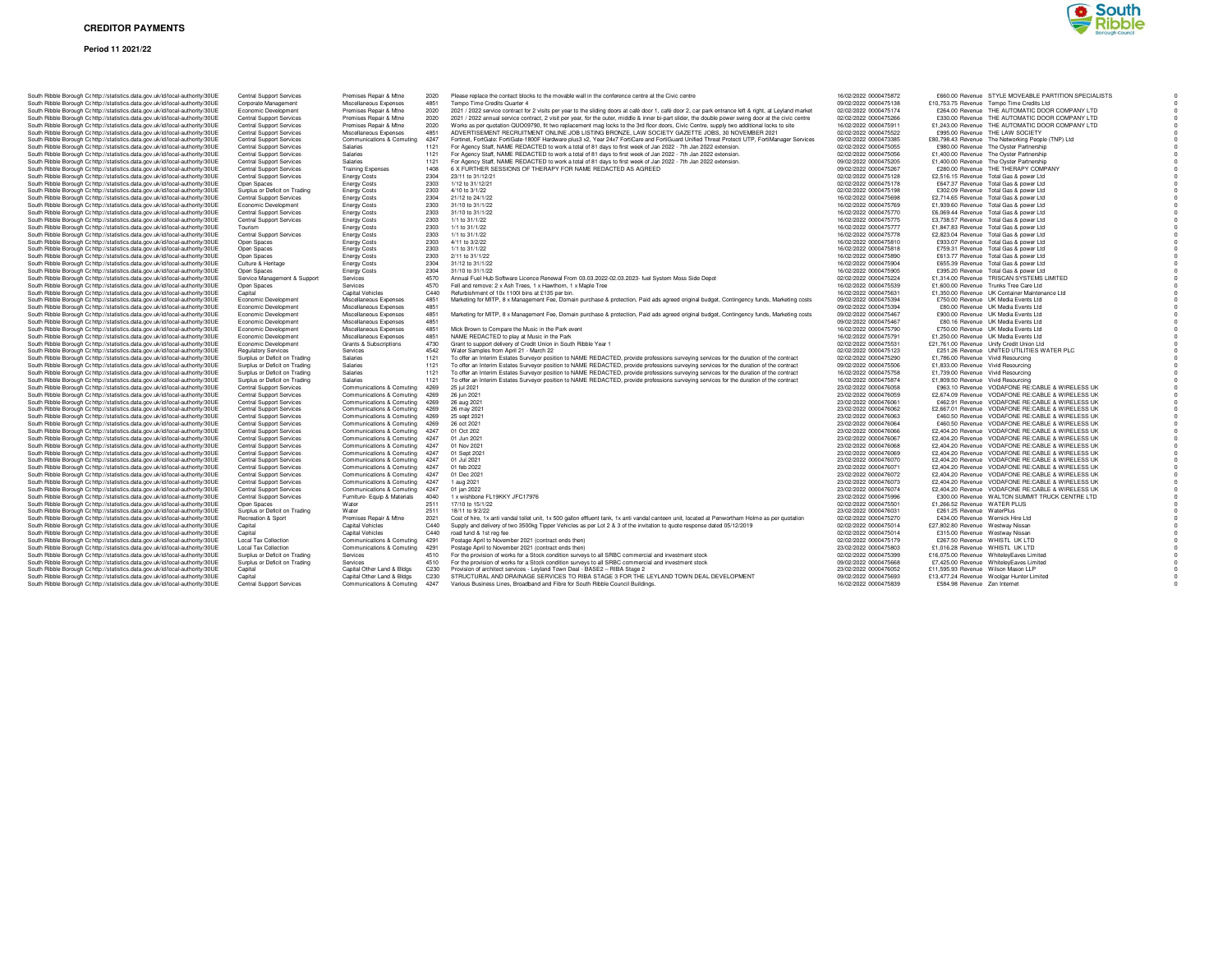**CREDITOR PAYMENTS**

**Period 11 2021/22**

| | | | | | | | | | | | |
|---|---|---|---|---|---|---|---|---|---|---|---|
| South Ribble Borough Co | http://statistics.data.gov.uk/id/local-authority/30UE | Central Support Services | Premises Repair & Mtne | 2020 | Please replace the contact blocks to the movable wall in the conference centre at the Civic centre | 16/02/2022 | 0000475872 | £660.00 | Revenue | STYLE MOVEABLE PARTITION SPECIALISTS | 0 |
| South Ribble Borough Co | http://statistics.data.gov.uk/id/local-authority/30UE | Corporate Management | Miscellaneous Expenses | 4851 | Tempo Time Credits Quarter 4 | 09/02/2022 | 0000475138 | £10,753.75 | Revenue | Tempo Time Credits Ltd | 0 |
| South Ribble Borough Co | http://statistics.data.gov.uk/id/local-authority/30UE | Economic Development | Premises Repair & Mtne | 2020 | 2021 / 2022 service contract for 2 visits per year to the sliding doors at café door 1, café door 2, car park entrance left & right, at Leyland market | 02/02/2022 | 0000475174 | £264.00 | Revenue | THE AUTOMATIC DOOR COMPANY LTD | 0 |
| South Ribble Borough Co | http://statistics.data.gov.uk/id/local-authority/30UE | Central Support Services | Premises Repair & Mtne | 2020 | 2021 / 2022 annual service contract, 2 visit per year, for the outer, middle & inner bi-part slider, the double power swing door at the civic centre | 02/02/2022 | 0000475266 | £330.00 | Revenue | THE AUTOMATIC DOOR COMPANY LTD | 0 |
| South Ribble Borough Co | http://statistics.data.gov.uk/id/local-authority/30UE | Central Support Services | Premises Repair & Mtne | 2020 | Works as per quotation QUO09790, fit two replacement mag locks to the 3rd floor doors, Civic Centre, supply two additional locks to site | 16/02/2022 | 0000475911 | £1,243.00 | Revenue | THE AUTOMATIC DOOR COMPANY LTD | 0 |
| South Ribble Borough Co | http://statistics.data.gov.uk/id/local-authority/30UE | Central Support Services | Miscellaneous Expenses | 4851 | ADVERTISEMENT RECRUITMENT ONLINE JOB LISTING BRONZE, LAW SOCIETY GAZETTE JOBS, 30 NOVEMBER 2021 | 02/02/2022 | 0000475522 | £995.00 | Revenue | THE LAW SOCIETY | 0 |
| South Ribble Borough Co | http://statistics.data.gov.uk/id/local-authority/30UE | Central Support Services | Communications & Computing | 4247 | Fortinet, FortiGate: FortiGate-1800F Hardware plus3 x2, Year 24x7 FortiCare and FortiGuard Unified Threat Protecti UTP, FortiManager Services | 09/02/2022 | 0000473385 | £80,798.43 | Revenue | The Networking People (TNP) Ltd | 0 |
| South Ribble Borough Co | http://statistics.data.gov.uk/id/local-authority/30UE | Central Support Services | Salaries | 1121 | For Agency Staff, NAME REDACTED to work a total of 81 days to first week of Jan 2022 - 7th Jan 2022 extension. | 02/02/2022 | 0000475055 | £980.00 | Revenue | The Oyster Partnership | 0 |
| South Ribble Borough Co | http://statistics.data.gov.uk/id/local-authority/30UE | Central Support Services | Salaries | 1121 | For Agency Staff, NAME REDACTED to work a total of 81 days to first week of Jan 2022 - 7th Jan 2022 extension. | 02/02/2022 | 0000475056 | £1,400.00 | Revenue | The Oyster Partnership | 0 |
| South Ribble Borough Co | http://statistics.data.gov.uk/id/local-authority/30UE | Central Support Services | Salaries | 1121 | For Agency Staff, NAME REDACTED to work a total of 81 days to first week of Jan 2022 - 7th Jan 2022 extension. | 09/02/2022 | 0000475205 | £1,400.00 | Revenue | The Oyster Partnership | 0 |
| South Ribble Borough Co | http://statistics.data.gov.uk/id/local-authority/30UE | Central Support Services | Training Expenses | 1408 | 6 X FURTHER SESSIONS OF THERAPY FOR NAME REDACTED AS AGREED | 09/02/2022 | 0000475267 | £280.00 | Revenue | THE THERAPY COMPANY | 0 |
| South Ribble Borough Co | http://statistics.data.gov.uk/id/local-authority/30UE | Central Support Services | Energy Costs | 2304 | 23/11 to 31/12/21 | 02/02/2022 | 0000475128 | £2,516.15 | Revenue | Total Gas & power Ltd | 0 |
| South Ribble Borough Co | http://statistics.data.gov.uk/id/local-authority/30UE | Open Spaces | Energy Costs | 2303 | 1/12 to 31/12/21 | 02/02/2022 | 0000475178 | £647.37 | Revenue | Total Gas & power Ltd | 0 |
| South Ribble Borough Co | http://statistics.data.gov.uk/id/local-authority/30UE | Surplus or Deficit on Trading | Energy Costs | 2303 | 4/10 to 3/1/22 | 02/02/2022 | 0000475198 | £302.09 | Revenue | Total Gas & power Ltd | 0 |
| South Ribble Borough Co | http://statistics.data.gov.uk/id/local-authority/30UE | Central Support Services | Energy Costs | 2304 | 21/12 to 24/1/22 | 16/02/2022 | 0000475698 | £2,714.65 | Revenue | Total Gas & power Ltd | 0 |
| South Ribble Borough Co | http://statistics.data.gov.uk/id/local-authority/30UE | Economic Development | Energy Costs | 2303 | 31/10 to 31/1/22 | 16/02/2022 | 0000475769 | £1,939.60 | Revenue | Total Gas & power Ltd | 0 |
| South Ribble Borough Co | http://statistics.data.gov.uk/id/local-authority/30UE | Central Support Services | Energy Costs | 2303 | 31/10 to 31/1/22 | 16/02/2022 | 0000475770 | £6,069.44 | Revenue | Total Gas & power Ltd | 0 |
| South Ribble Borough Co | http://statistics.data.gov.uk/id/local-authority/30UE | Central Support Services | Energy Costs | 2303 | 1/1 to 31/1/22 | 16/02/2022 | 0000475775 | £3,738.57 | Revenue | Total Gas & power Ltd | 0 |
| South Ribble Borough Co | http://statistics.data.gov.uk/id/local-authority/30UE | Tourism | Energy Costs | 2303 | 1/1 to 31/1/22 | 16/02/2022 | 0000475777 | £1,847.83 | Revenue | Total Gas & power Ltd | 0 |
| South Ribble Borough Co | http://statistics.data.gov.uk/id/local-authority/30UE | Central Support Services | Energy Costs | 2303 | 1/1 to 31/1/22 | 16/02/2022 | 0000475778 | £2,823.04 | Revenue | Total Gas & power Ltd | 0 |
| South Ribble Borough Co | http://statistics.data.gov.uk/id/local-authority/30UE | Open Spaces | Energy Costs | 2303 | 4/11 to 3/2/22 | 16/02/2022 | 0000475810 | £933.07 | Revenue | Total Gas & power Ltd | 0 |
| South Ribble Borough Co | http://statistics.data.gov.uk/id/local-authority/30UE | Open Spaces | Energy Costs | 2303 | 1/1 to 31/1/22 | 16/02/2022 | 0000475818 | £759.31 | Revenue | Total Gas & power Ltd | 0 |
| South Ribble Borough Co | http://statistics.data.gov.uk/id/local-authority/30UE | Open Spaces | Energy Costs | 2303 | 2/11 to 31/1/22 | 16/02/2022 | 0000475890 | £613.77 | Revenue | Total Gas & power Ltd | 0 |
| South Ribble Borough Co | http://statistics.data.gov.uk/id/local-authority/30UE | Culture & Heritage | Energy Costs | 2304 | 31/12 to 31/1/22 | 16/02/2022 | 0000475904 | £655.39 | Revenue | Total Gas & power Ltd | 0 |
| South Ribble Borough Co | http://statistics.data.gov.uk/id/local-authority/30UE | Open Spaces | Energy Costs | 2304 | 31/10 to 31/1/22 | 16/02/2022 | 0000475905 | £395.20 | Revenue | Total Gas & power Ltd | 0 |
| South Ribble Borough Co | http://statistics.data.gov.uk/id/local-authority/30UE | Service Management & Support | Services | 4570 | Annual Fuel Hub Software Licence Renewal From 03.03.2022-02.03.2023- fuel System Moss Side Depot | 02/02/2022 | 0000475224 | £1,314.00 | Revenue | TRISCAN SYSTEMS LIMITED | 0 |
| South Ribble Borough Co | http://statistics.data.gov.uk/id/local-authority/30UE | Open Spaces | Services | 4570 | Fell and remove: 2 x Ash Trees, 1 x Hawthorn, 1 x Maple Tree | 16/02/2022 | 0000475539 | £1,600.00 | Revenue | Trunks Tree Care Ltd | 0 |
| South Ribble Borough Co | http://statistics.data.gov.uk/id/local-authority/30UE | Capital | Capital Vehicles | C440 | Refurbishment of 10x 1100l bins at £135 per bin. | 16/02/2022 | 0000475631 | £1,350.00 | Revenue | UK Container Maintenance Ltd | 0 |
| South Ribble Borough Co | http://statistics.data.gov.uk/id/local-authority/30UE | Economic Development | Miscellaneous Expenses | 4851 | Marketing for MITP, 8 x Management Fee, Domain purchase & protection, Paid ads agreed original budget, Contingency funds, Marketing costs | 09/02/2022 | 0000475394 | £750.00 | Revenue | UK Media Events Ltd | 0 |
| South Ribble Borough Co | http://statistics.data.gov.uk/id/local-authority/30UE | Economic Development | Miscellaneous Expenses | 4851 | | 09/02/2022 | 0000475394 | £80.00 | Revenue | UK Media Events Ltd | 0 |
| South Ribble Borough Co | http://statistics.data.gov.uk/id/local-authority/30UE | Economic Development | Miscellaneous Expenses | 4851 | Marketing for MITP, 8 x Management Fee, Domain purchase & protection, Paid ads agreed original budget, Contingency funds, Marketing costs | 09/02/2022 | 0000475467 | £900.00 | Revenue | UK Media Events Ltd | 0 |
| South Ribble Borough Co | http://statistics.data.gov.uk/id/local-authority/30UE | Economic Development | Miscellaneous Expenses | 4851 | | 09/02/2022 | 0000475467 | £80.16 | Revenue | UK Media Events Ltd | 0 |
| South Ribble Borough Co | http://statistics.data.gov.uk/id/local-authority/30UE | Economic Development | Miscellaneous Expenses | 4851 | Mick Brown to Compare the Music in the Park event | 16/02/2022 | 0000475790 | £750.00 | Revenue | UK Media Events Ltd | 0 |
| South Ribble Borough Co | http://statistics.data.gov.uk/id/local-authority/30UE | Economic Development | Miscellaneous Expenses | 4851 | NAME REDACTED to play at Music in the Park | 16/02/2022 | 0000475791 | £1,250.00 | Revenue | UK Media Events Ltd | 0 |
| South Ribble Borough Co | http://statistics.data.gov.uk/id/local-authority/30UE | Economic Development | Grants & Subscriptions | 4730 | Grant to support delivery of Credit Union in South Ribble Year 1 | 02/02/2022 | 0000475531 | £21,761.00 | Revenue | Unify Credit Union Ltd | 0 |
| South Ribble Borough Co | http://statistics.data.gov.uk/id/local-authority/30UE | Regulatory Services | Services | 4542 | Water Samples from April 21 - March 22 | 02/02/2022 | 0000475123 | £251.26 | Revenue | UNITED UTILITIES WATER PLC | 0 |
| South Ribble Borough Co | http://statistics.data.gov.uk/id/local-authority/30UE | Surplus or Deficit on Trading | Salaries | 1121 | To offer an Interim Estates Surveyor position to NAME REDACTED, provide professions surveying services for the duration of the contract | 02/02/2022 | 0000475290 | £1,786.00 | Revenue | Vivid Resourcing | 0 |
| South Ribble Borough Co | http://statistics.data.gov.uk/id/local-authority/30UE | Surplus or Deficit on Trading | Salaries | 1121 | To offer an Interim Estates Surveyor position to NAME REDACTED, provide professions surveying services for the duration of the contract | 09/02/2022 | 0000475506 | £1,833.00 | Revenue | Vivid Resourcing | 0 |
| South Ribble Borough Co | http://statistics.data.gov.uk/id/local-authority/30UE | Surplus or Deficit on Trading | Salaries | 1121 | To offer an Interim Estates Surveyor position to NAME REDACTED, provide professions surveying services for the duration of the contract | 16/02/2022 | 0000475758 | £1,739.00 | Revenue | Vivid Resourcing | 0 |
| South Ribble Borough Co | http://statistics.data.gov.uk/id/local-authority/30UE | Surplus or Deficit on Trading | Salaries | 1121 | To offer an Interim Estates Surveyor position to NAME REDACTED, provide professions surveying services for the duration of the contract | 16/02/2022 | 0000475874 | £1,809.50 | Revenue | Vivid Resourcing | 0 |
| South Ribble Borough Co | http://statistics.data.gov.uk/id/local-authority/30UE | Central Support Services | Communications & Computing | 4269 | 25 jul 2021 | 23/02/2022 | 0000476058 | £963.10 | Revenue | VODAFONE RE:CABLE & WIRELESS UK | 0 |
| South Ribble Borough Co | http://statistics.data.gov.uk/id/local-authority/30UE | Central Support Services | Communications & Computing | 4269 | 26 jun 2021 | 23/02/2022 | 0000476059 | £2,674.09 | Revenue | VODAFONE RE:CABLE & WIRELESS UK | 0 |
| South Ribble Borough Co | http://statistics.data.gov.uk/id/local-authority/30UE | Central Support Services | Communications & Computing | 4269 | 26 aug 2021 | 23/02/2022 | 0000476061 | £462.91 | Revenue | VODAFONE RE:CABLE & WIRELESS UK | 0 |
| South Ribble Borough Co | http://statistics.data.gov.uk/id/local-authority/30UE | Central Support Services | Communications & Computing | 4269 | 26 may 2021 | 23/02/2022 | 0000476062 | £2,667.01 | Revenue | VODAFONE RE:CABLE & WIRELESS UK | 0 |
| South Ribble Borough Co | http://statistics.data.gov.uk/id/local-authority/30UE | Central Support Services | Communications & Computing | 4269 | 25 sept 2021 | 23/02/2022 | 0000476063 | £460.50 | Revenue | VODAFONE RE:CABLE & WIRELESS UK | 0 |
| South Ribble Borough Co | http://statistics.data.gov.uk/id/local-authority/30UE | Central Support Services | Communications & Computing | 4269 | 26 oct 2021 | 23/02/2022 | 0000476064 | £460.50 | Revenue | VODAFONE RE:CABLE & WIRELESS UK | 0 |
| South Ribble Borough Co | http://statistics.data.gov.uk/id/local-authority/30UE | Central Support Services | Communications & Computing | 4247 | 01 Oct 202 | 23/02/2022 | 0000476066 | £2,404.20 | Revenue | VODAFONE RE:CABLE & WIRELESS UK | 0 |
| South Ribble Borough Co | http://statistics.data.gov.uk/id/local-authority/30UE | Central Support Services | Communications & Computing | 4247 | 01 Jun 2021 | 23/02/2022 | 0000476067 | £2,404.20 | Revenue | VODAFONE RE:CABLE & WIRELESS UK | 0 |
| South Ribble Borough Co | http://statistics.data.gov.uk/id/local-authority/30UE | Central Support Services | Communications & Computing | 4247 | 01 Nov 2021 | 23/02/2022 | 0000476068 | £2,404.20 | Revenue | VODAFONE RE:CABLE & WIRELESS UK | 0 |
| South Ribble Borough Co | http://statistics.data.gov.uk/id/local-authority/30UE | Central Support Services | Communications & Computing | 4247 | 01 Sept 2021 | 23/02/2022 | 0000476069 | £2,404.20 | Revenue | VODAFONE RE:CABLE & WIRELESS UK | 0 |
| South Ribble Borough Co | http://statistics.data.gov.uk/id/local-authority/30UE | Central Support Services | Communications & Computing | 4247 | 01 Jul 2021 | 23/02/2022 | 0000476070 | £2,404.20 | Revenue | VODAFONE RE:CABLE & WIRELESS UK | 0 |
| South Ribble Borough Co | http://statistics.data.gov.uk/id/local-authority/30UE | Central Support Services | Communications & Computing | 4247 | 01 feb 2022 | 23/02/2022 | 0000476071 | £2,404.20 | Revenue | VODAFONE RE:CABLE & WIRELESS UK | 0 |
| South Ribble Borough Co | http://statistics.data.gov.uk/id/local-authority/30UE | Central Support Services | Communications & Computing | 4247 | 01 Dec 2021 | 23/02/2022 | 0000476072 | £2,404.20 | Revenue | VODAFONE RE:CABLE & WIRELESS UK | 0 |
| South Ribble Borough Co | http://statistics.data.gov.uk/id/local-authority/30UE | Central Support Services | Communications & Computing | 4247 | 1 aug 2021 | 23/02/2022 | 0000476073 | £2,404.20 | Revenue | VODAFONE RE:CABLE & WIRELESS UK | 0 |
| South Ribble Borough Co | http://statistics.data.gov.uk/id/local-authority/30UE | Central Support Services | Communications & Computing | 4247 | 01 jan 2022 | 23/02/2022 | 0000476074 | £2,404.20 | Revenue | VODAFONE RE:CABLE & WIRELESS UK | 0 |
| South Ribble Borough Co | http://statistics.data.gov.uk/id/local-authority/30UE | Central Support Services | Furniture- Equip & Materials | 4040 | 1 x wishbone FL19KKY JFC17976 | 23/02/2022 | 0000475996 | £300.00 | Revenue | WALTON SUMMIT TRUCK CENTRE LTD | 0 |
| South Ribble Borough Co | http://statistics.data.gov.uk/id/local-authority/30UE | Open Spaces | Water | 2511 | 17/10 to 15/1/22 | 02/02/2022 | 0000475501 | £1,266.52 | Revenue | WATER PLUS | 0 |
| South Ribble Borough Co | http://statistics.data.gov.uk/id/local-authority/30UE | Surplus or Deficit on Trading | Water | 2511 | 18/11 to 9/2/22 | 23/02/2022 | 0000476031 | £261.25 | Revenue | WaterPlus | 0 |
| South Ribble Borough Co | http://statistics.data.gov.uk/id/local-authority/30UE | Recreation & Sport | Premises Repair & Mtne | 2021 | Cost of hire, 1x anti vandal toilet unit, 1x 500 gallon effluent tank, 1x anti vandal canteen unit, located at Penwortham Holme as per quotation | 02/02/2022 | 0000475270 | £434.00 | Revenue | Wernick Hire Ltd | 0 |
| South Ribble Borough Co | http://statistics.data.gov.uk/id/local-authority/30UE | Capital | Capital Vehicles | C440 | Supply and delivery of two 3500kg Tipper Vehicles as per Lot 2 & 3 of the invitation to quote response dated 05/12/2019 | 02/02/2022 | 0000475014 | £27,802.80 | Revenue | Westway Nissan | 0 |
| South Ribble Borough Co | http://statistics.data.gov.uk/id/local-authority/30UE | Capital | Capital Vehicles | C440 | road fund & 1st reg fee | 02/02/2022 | 0000475014 | £315.00 | Revenue | Westway Nissan | 0 |
| South Ribble Borough Co | http://statistics.data.gov.uk/id/local-authority/30UE | Local Tax Collection | Communications & Computing | 4291 | Postage April to November 2021 (contract ends then) | 02/02/2022 | 0000475179 | £267.50 | Revenue | WHISTL UK LTD | 0 |
| South Ribble Borough Co | http://statistics.data.gov.uk/id/local-authority/30UE | Local Tax Collection | Communications & Computing | 4291 | Postage April to November 2021 (contract ends then) | 23/02/2022 | 0000475803 | £1,016.28 | Revenue | WHISTL UK LTD | 0 |
| South Ribble Borough Co | http://statistics.data.gov.uk/id/local-authority/30UE | Surplus or Deficit on Trading | Services | 4510 | For the provision of works for a Stock condition surveys to all SRBC commercial and investment stock | 02/02/2022 | 0000475399 | £16,075.00 | Revenue | WhiteleyEaves Limited | 0 |
| South Ribble Borough Co | http://statistics.data.gov.uk/id/local-authority/30UE | Surplus or Deficit on Trading | Services | 4510 | For the provision of works for a Stock condition surveys to all SRBC commercial and investment stock | 09/02/2022 | 0000475668 | £7,425.00 | Revenue | WhiteleyEaves Limited | 0 |
| South Ribble Borough Co | http://statistics.data.gov.uk/id/local-authority/30UE | Capital | Capital Other Land & Bldgs | C230 | Provision of architect services - Leyland Town Deal - BASE2 – RIBA Stage 2 | 23/02/2022 | 0000476052 | £11,595.93 | Revenue | Wilson Mason LLP | 0 |
| South Ribble Borough Co | http://statistics.data.gov.uk/id/local-authority/30UE | Capital | Capital Other Land & Bldgs | C230 | STRUCTURAL AND DRAINAGE SERVICES TO RIBA STAGE 3 FOR THE LEYLAND TOWN DEAL DEVELOPMENT | 09/02/2022 | 0000475693 | £13,477.24 | Revenue | Woolgar Hunter Limited | 0 |
| South Ribble Borough Co | http://statistics.data.gov.uk/id/local-authority/30UE | Central Support Services | Communications & Computing | 4247 | Various Business Lines, Broadband and Fibre for South Ribble Council Buildings. | 16/02/2022 | 0000475839 | £584.98 | Revenue | Zen Internet | 0 |